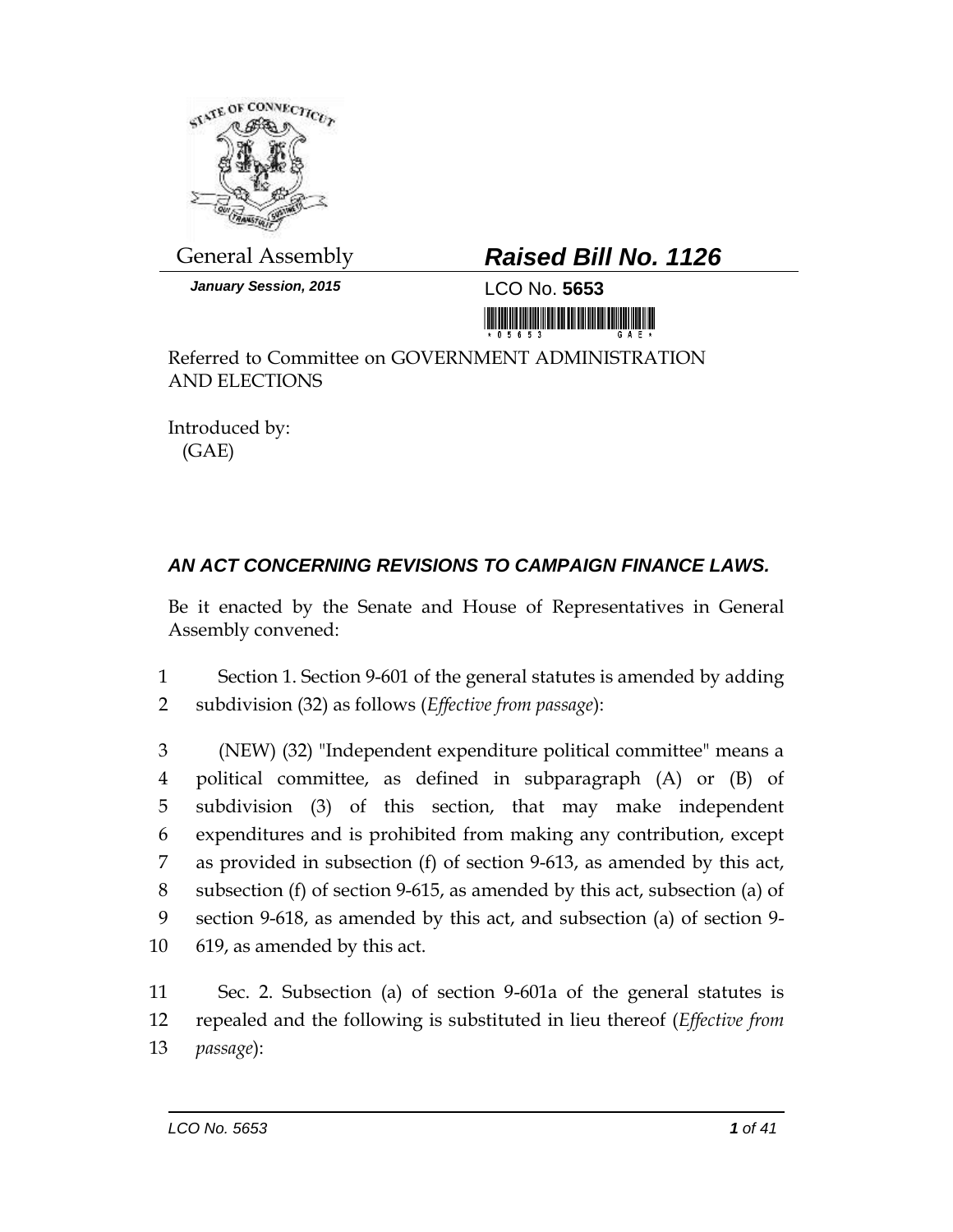General Assembly

**_Raised Bill No. 1126_**

***January Session, 2015***

LCO No. **5653**

Referred to Committee on GOVERNMENT ADMINISTRATION AND ELECTIONS

Introduced by:
(GAE)

## ***AN ACT CONCERNING REVISIONS TO CAMPAIGN FINANCE LAWS.***

Be it enacted by the Senate and House of Representatives in General Assembly convened:

1 Section 1. Section 9-601 of the general statutes is amended by adding
2 subdivision (32) as follows (*Effective from passage*):

3 (NEW) (32) "Independent expenditure political committee" means a
4 political committee, as defined in subparagraph (A) or (B) of
5 subdivision (3) of this section, that may make independent
6 expenditures and is prohibited from making any contribution, except
7 as provided in subsection (f) of section 9-613, as amended by this act,
8 subsection (f) of section 9-615, as amended by this act, subsection (a) of
9 section 9-618, as amended by this act, and subsection (a) of section 9-
10 619, as amended by this act.

11 Sec. 2. Subsection (a) of section 9-601a of the general statutes is
12 repealed and the following is substituted in lieu thereof (*Effective from*
13 *passage*):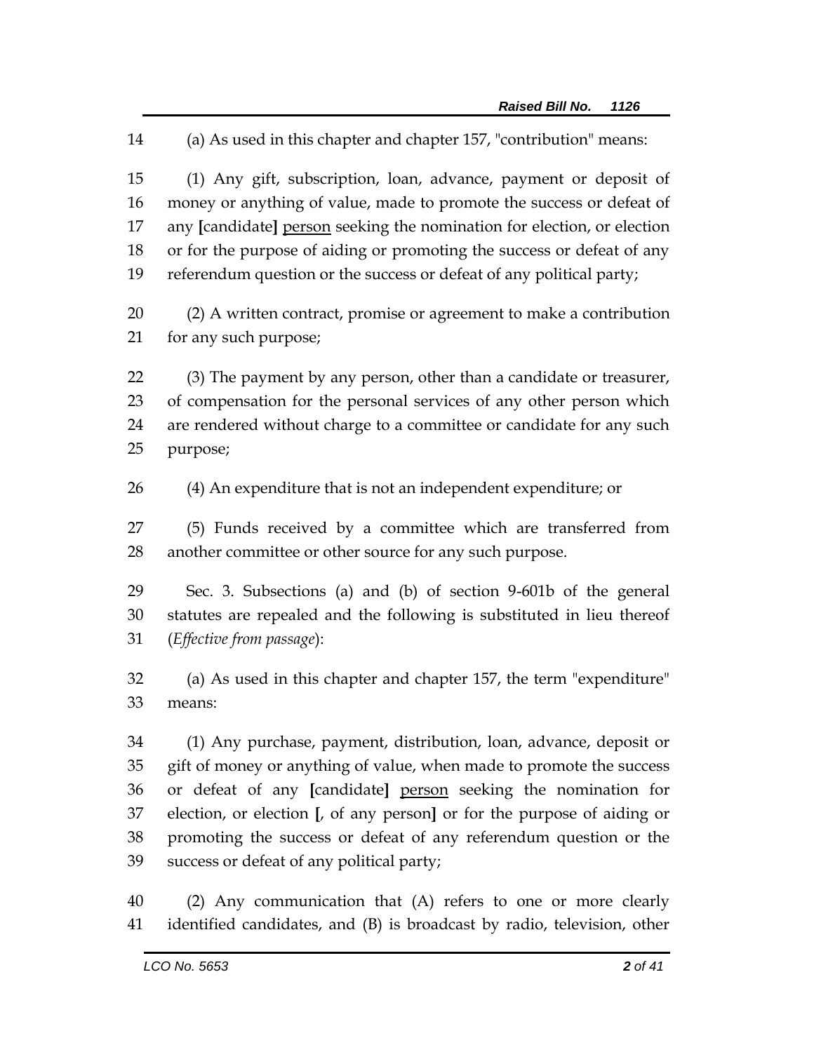14 (a) As used in this chapter and chapter 157, "contribution" means:

15 (1) Any gift, subscription, loan, advance, payment or deposit of
16 money or anything of value, made to promote the success or defeat of
17 any **[**candidate**]** <u>person</u> seeking the nomination for election, or election
18 or for the purpose of aiding or promoting the success or defeat of any
19 referendum question or the success or defeat of any political party;

20 (2) A written contract, promise or agreement to make a contribution
21 for any such purpose;

22 (3) The payment by any person, other than a candidate or treasurer,
23 of compensation for the personal services of any other person which
24 are rendered without charge to a committee or candidate for any such
25 purpose;

26 (4) An expenditure that is not an independent expenditure; or

27 (5) Funds received by a committee which are transferred from
28 another committee or other source for any such purpose.

29 Sec. 3. Subsections (a) and (b) of section 9-601b of the general
30 statutes are repealed and the following is substituted in lieu thereof
31 (*Effective from passage*):

32 (a) As used in this chapter and chapter 157, the term "expenditure"
33 means:

34 (1) Any purchase, payment, distribution, loan, advance, deposit or
35 gift of money or anything of value, when made to promote the success
36 or defeat of any **[**candidate**]** <u>person</u> seeking the nomination for
37 election, or election **[**, of any person**]** or for the purpose of aiding or
38 promoting the success or defeat of any referendum question or the
39 success or defeat of any political party;

40 (2) Any communication that (A) refers to one or more clearly
41 identified candidates, and (B) is broadcast by radio, television, other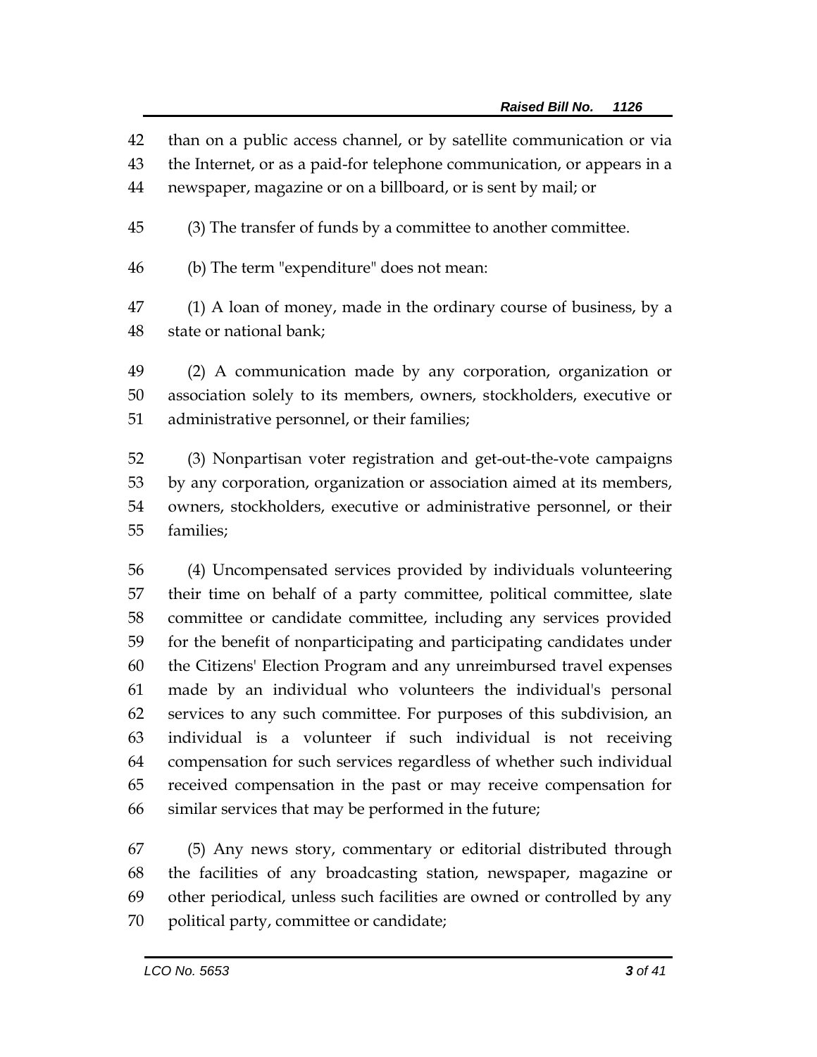than on a public access channel, or by satellite communication or via the Internet, or as a paid-for telephone communication, or appears in a newspaper, magazine or on a billboard, or is sent by mail; or

(3) The transfer of funds by a committee to another committee.

(b) The term "expenditure" does not mean:

(1) A loan of money, made in the ordinary course of business, by a state or national bank;

(2) A communication made by any corporation, organization or association solely to its members, owners, stockholders, executive or administrative personnel, or their families;

(3) Nonpartisan voter registration and get-out-the-vote campaigns by any corporation, organization or association aimed at its members, owners, stockholders, executive or administrative personnel, or their families;

(4) Uncompensated services provided by individuals volunteering their time on behalf of a party committee, political committee, slate committee or candidate committee, including any services provided for the benefit of nonparticipating and participating candidates under the Citizens' Election Program and any unreimbursed travel expenses made by an individual who volunteers the individual's personal services to any such committee. For purposes of this subdivision, an individual is a volunteer if such individual is not receiving compensation for such services regardless of whether such individual received compensation in the past or may receive compensation for similar services that may be performed in the future;

(5) Any news story, commentary or editorial distributed through the facilities of any broadcasting station, newspaper, magazine or other periodical, unless such facilities are owned or controlled by any political party, committee or candidate;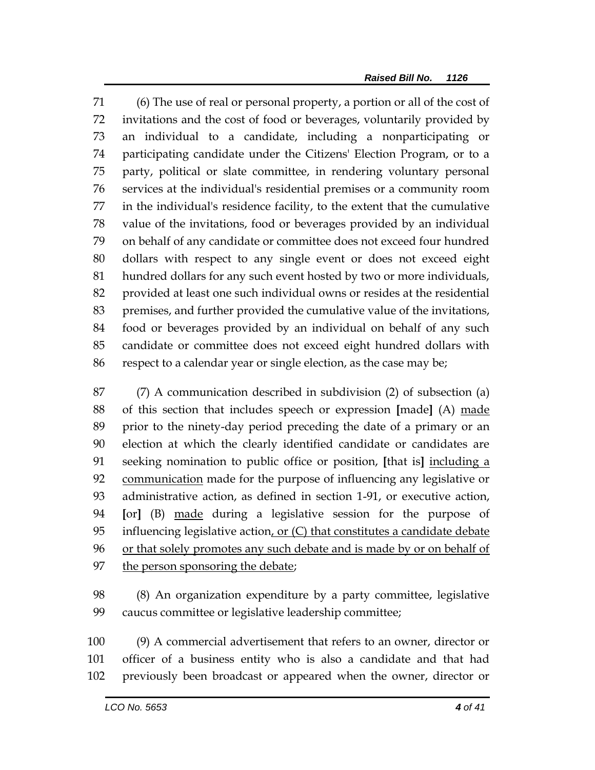71 (6) The use of real or personal property, a portion or all of the cost of
72 invitations and the cost of food or beverages, voluntarily provided by
73 an individual to a candidate, including a nonparticipating or
74 participating candidate under the Citizens' Election Program, or to a
75 party, political or slate committee, in rendering voluntary personal
76 services at the individual's residential premises or a community room
77 in the individual's residence facility, to the extent that the cumulative
78 value of the invitations, food or beverages provided by an individual
79 on behalf of any candidate or committee does not exceed four hundred
80 dollars with respect to any single event or does not exceed eight
81 hundred dollars for any such event hosted by two or more individuals,
82 provided at least one such individual owns or resides at the residential
83 premises, and further provided the cumulative value of the invitations,
84 food or beverages provided by an individual on behalf of any such
85 candidate or committee does not exceed eight hundred dollars with
86 respect to a calendar year or single election, as the case may be;

87 (7) A communication described in subdivision (2) of subsection (a)
88 of this section that includes speech or expression **[**made**]** (A) made
89 prior to the ninety-day period preceding the date of a primary or an
90 election at which the clearly identified candidate or candidates are
91 seeking nomination to public office or position, **[**that is**]** including a
92 communication made for the purpose of influencing any legislative or
93 administrative action, as defined in section 1-91, or executive action,
94 **[**or**]** (B) made during a legislative session for the purpose of
95 influencing legislative action, or (C) that constitutes a candidate debate
96 or that solely promotes any such debate and is made by or on behalf of
97 the person sponsoring the debate;

98 (8) An organization expenditure by a party committee, legislative
99 caucus committee or legislative leadership committee;

100 (9) A commercial advertisement that refers to an owner, director or
101 officer of a business entity who is also a candidate and that had
102 previously been broadcast or appeared when the owner, director or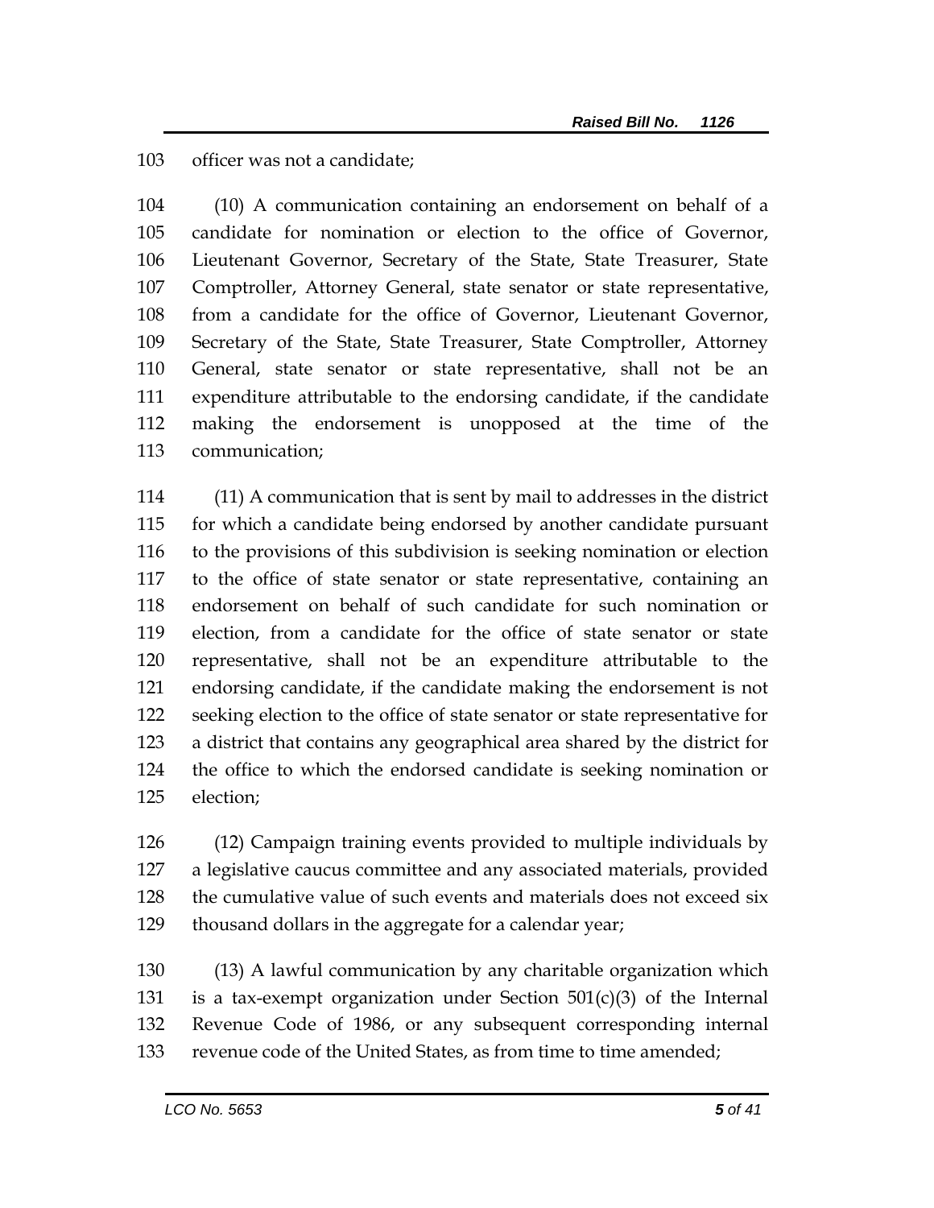officer was not a candidate;

(10) A communication containing an endorsement on behalf of a candidate for nomination or election to the office of Governor, Lieutenant Governor, Secretary of the State, State Treasurer, State Comptroller, Attorney General, state senator or state representative, from a candidate for the office of Governor, Lieutenant Governor, Secretary of the State, State Treasurer, State Comptroller, Attorney General, state senator or state representative, shall not be an expenditure attributable to the endorsing candidate, if the candidate making the endorsement is unopposed at the time of the communication;

(11) A communication that is sent by mail to addresses in the district for which a candidate being endorsed by another candidate pursuant to the provisions of this subdivision is seeking nomination or election to the office of state senator or state representative, containing an endorsement on behalf of such candidate for such nomination or election, from a candidate for the office of state senator or state representative, shall not be an expenditure attributable to the endorsing candidate, if the candidate making the endorsement is not seeking election to the office of state senator or state representative for a district that contains any geographical area shared by the district for the office to which the endorsed candidate is seeking nomination or election;

(12) Campaign training events provided to multiple individuals by a legislative caucus committee and any associated materials, provided the cumulative value of such events and materials does not exceed six thousand dollars in the aggregate for a calendar year;

(13) A lawful communication by any charitable organization which is a tax-exempt organization under Section 501(c)(3) of the Internal Revenue Code of 1986, or any subsequent corresponding internal revenue code of the United States, as from time to time amended;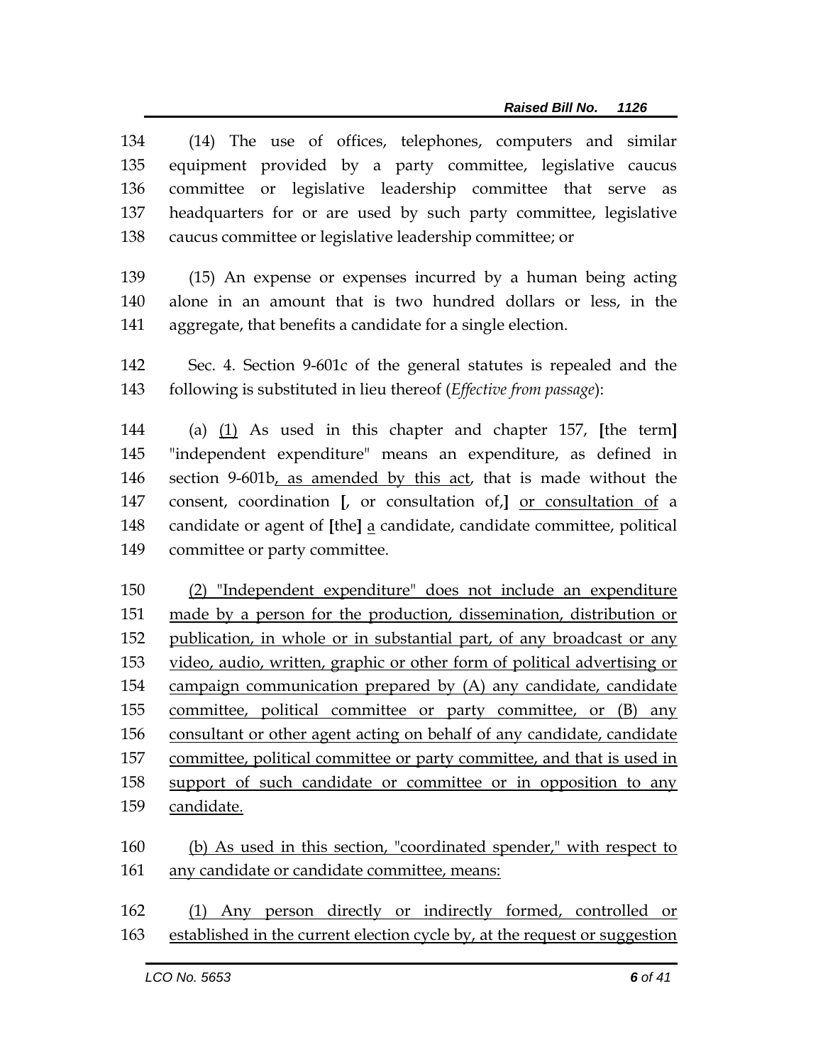134 (14) The use of offices, telephones, computers and similar
135 equipment provided by a party committee, legislative caucus
136 committee or legislative leadership committee that serve as
137 headquarters for or are used by such party committee, legislative
138 caucus committee or legislative leadership committee; or

139 (15) An expense or expenses incurred by a human being acting
140 alone in an amount that is two hundred dollars or less, in the
141 aggregate, that benefits a candidate for a single election.

142 Sec. 4. Section 9-601c of the general statutes is repealed and the
143 following is substituted in lieu thereof (*Effective from passage*):

144 (a) <u>(1)</u> As used in this chapter and chapter 157, **[**the term**]**
145 "independent expenditure" means an expenditure, as defined in
146 section 9-601b<u>, as amended by this act</u>, that is made without the
147 consent, coordination **[**, or consultation of,**]** <u>or consultation of</u> a
148 candidate or agent of **[**the**]** <u>a</u> candidate, candidate committee, political
149 committee or party committee.

150 <u>(2) "Independent expenditure" does not include an expenditure</u>
151 <u>made by a person for the production, dissemination, distribution or</u>
152 <u>publication, in whole or in substantial part, of any broadcast or any</u>
153 <u>video, audio, written, graphic or other form of political advertising or</u>
154 <u>campaign communication prepared by (A) any candidate, candidate</u>
155 <u>committee, political committee or party committee, or (B) any</u>
156 <u>consultant or other agent acting on behalf of any candidate, candidate</u>
157 <u>committee, political committee or party committee, and that is used in</u>
158 <u>support of such candidate or committee or in opposition to any</u>
159 <u>candidate.</u>

160 <u>(b) As used in this section, "coordinated spender," with respect to</u>
161 <u>any candidate or candidate committee, means:</u>

162 <u>(1) Any person directly or indirectly formed, controlled or</u>
163 <u>established in the current election cycle by, at the request or suggestion</u>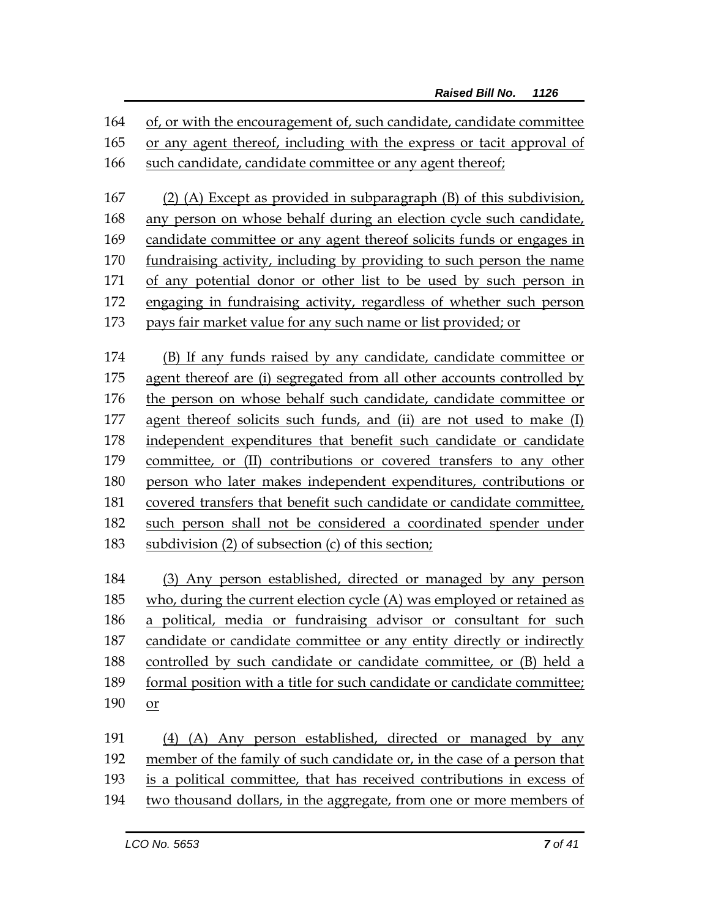of, or with the encouragement of, such candidate, candidate committee or any agent thereof, including with the express or tacit approval of such candidate, candidate committee or any agent thereof;

(2) (A) Except as provided in subparagraph (B) of this subdivision, any person on whose behalf during an election cycle such candidate, candidate committee or any agent thereof solicits funds or engages in fundraising activity, including by providing to such person the name of any potential donor or other list to be used by such person in engaging in fundraising activity, regardless of whether such person pays fair market value for any such name or list provided; or

(B) If any funds raised by any candidate, candidate committee or agent thereof are (i) segregated from all other accounts controlled by the person on whose behalf such candidate, candidate committee or agent thereof solicits such funds, and (ii) are not used to make (I) independent expenditures that benefit such candidate or candidate committee, or (II) contributions or covered transfers to any other person who later makes independent expenditures, contributions or covered transfers that benefit such candidate or candidate committee, such person shall not be considered a coordinated spender under subdivision (2) of subsection (c) of this section;

(3) Any person established, directed or managed by any person who, during the current election cycle (A) was employed or retained as a political, media or fundraising advisor or consultant for such candidate or candidate committee or any entity directly or indirectly controlled by such candidate or candidate committee, or (B) held a formal position with a title for such candidate or candidate committee; or

(4) (A) Any person established, directed or managed by any member of the family of such candidate or, in the case of a person that is a political committee, that has received contributions in excess of two thousand dollars, in the aggregate, from one or more members of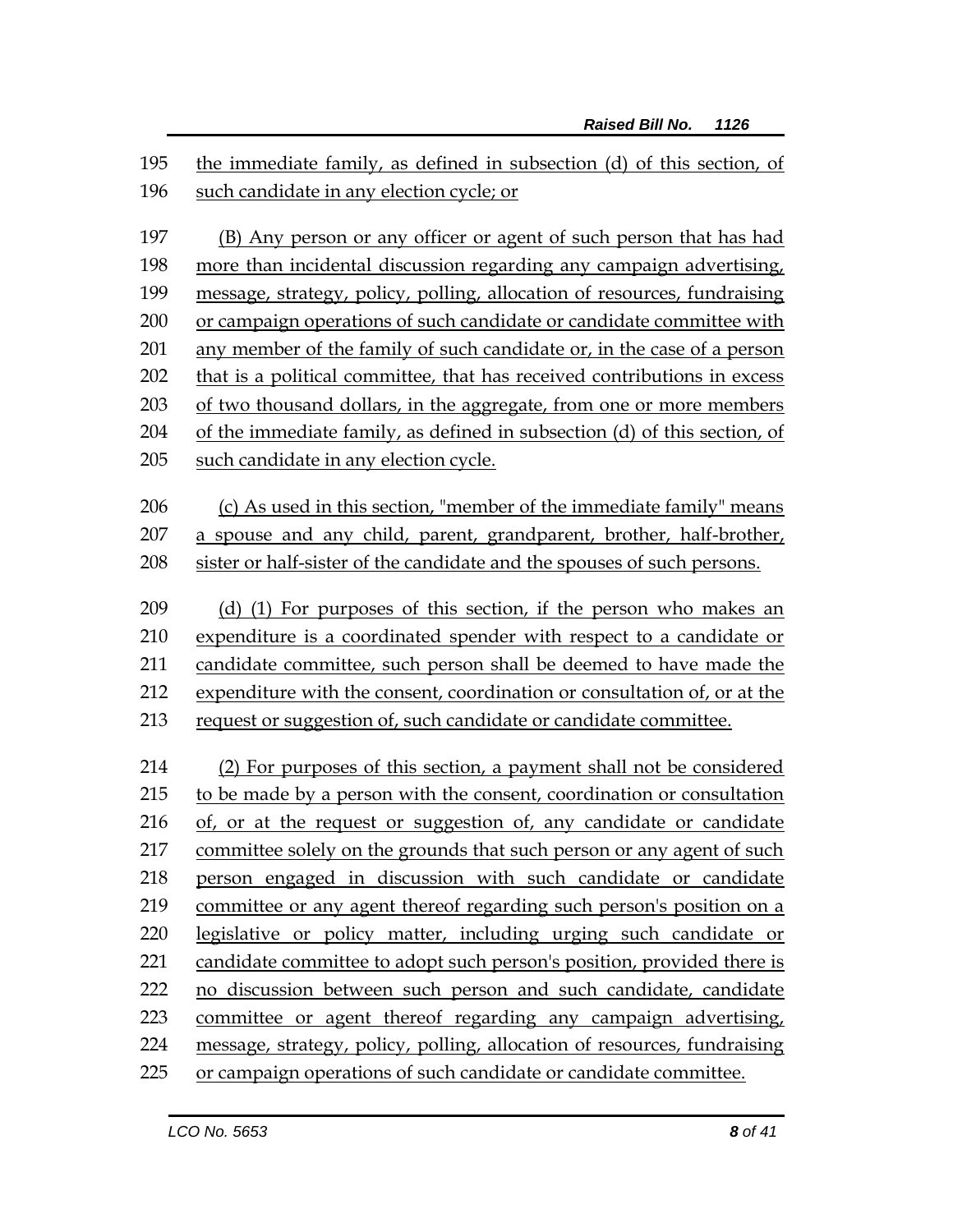the immediate family, as defined in subsection (d) of this section, of such candidate in any election cycle; or

(B) Any person or any officer or agent of such person that has had more than incidental discussion regarding any campaign advertising, message, strategy, policy, polling, allocation of resources, fundraising or campaign operations of such candidate or candidate committee with any member of the family of such candidate or, in the case of a person that is a political committee, that has received contributions in excess of two thousand dollars, in the aggregate, from one or more members of the immediate family, as defined in subsection (d) of this section, of such candidate in any election cycle.

(c) As used in this section, "member of the immediate family" means a spouse and any child, parent, grandparent, brother, half-brother, sister or half-sister of the candidate and the spouses of such persons.

(d) (1) For purposes of this section, if the person who makes an expenditure is a coordinated spender with respect to a candidate or candidate committee, such person shall be deemed to have made the expenditure with the consent, coordination or consultation of, or at the request or suggestion of, such candidate or candidate committee.

(2) For purposes of this section, a payment shall not be considered to be made by a person with the consent, coordination or consultation of, or at the request or suggestion of, any candidate or candidate committee solely on the grounds that such person or any agent of such person engaged in discussion with such candidate or candidate committee or any agent thereof regarding such person's position on a legislative or policy matter, including urging such candidate or candidate committee to adopt such person's position, provided there is no discussion between such person and such candidate, candidate committee or agent thereof regarding any campaign advertising, message, strategy, policy, polling, allocation of resources, fundraising or campaign operations of such candidate or candidate committee.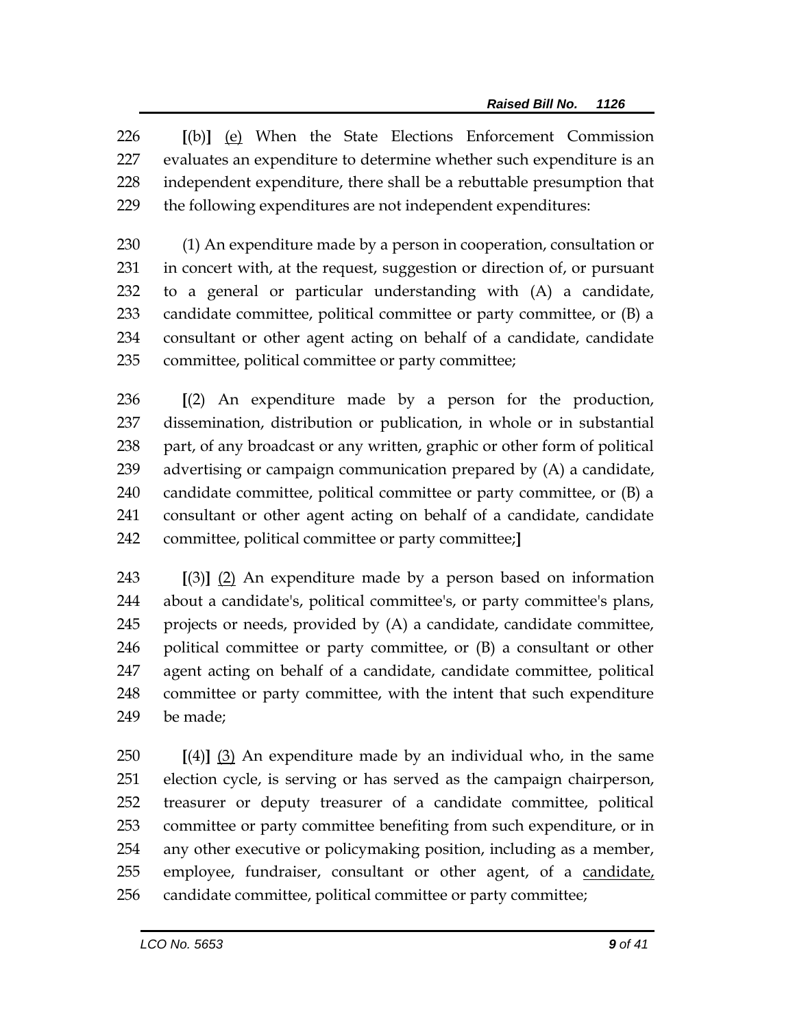[(b)] <u>(e)</u> When the State Elections Enforcement Commission evaluates an expenditure to determine whether such expenditure is an independent expenditure, there shall be a rebuttable presumption that the following expenditures are not independent expenditures:

(1) An expenditure made by a person in cooperation, consultation or in concert with, at the request, suggestion or direction of, or pursuant to a general or particular understanding with (A) a candidate, candidate committee, political committee or party committee, or (B) a consultant or other agent acting on behalf of a candidate, candidate committee, political committee or party committee;

[(2) An expenditure made by a person for the production, dissemination, distribution or publication, in whole or in substantial part, of any broadcast or any written, graphic or other form of political advertising or campaign communication prepared by (A) a candidate, candidate committee, political committee or party committee, or (B) a consultant or other agent acting on behalf of a candidate, candidate committee, political committee or party committee;]

[(3)] <u>(2)</u> An expenditure made by a person based on information about a candidate's, political committee's, or party committee's plans, projects or needs, provided by (A) a candidate, candidate committee, political committee or party committee, or (B) a consultant or other agent acting on behalf of a candidate, candidate committee, political committee or party committee, with the intent that such expenditure be made;

[(4)] <u>(3)</u> An expenditure made by an individual who, in the same election cycle, is serving or has served as the campaign chairperson, treasurer or deputy treasurer of a candidate committee, political committee or party committee benefiting from such expenditure, or in any other executive or policymaking position, including as a member, employee, fundraiser, consultant or other agent, of a <u>candidate,</u> candidate committee, political committee or party committee;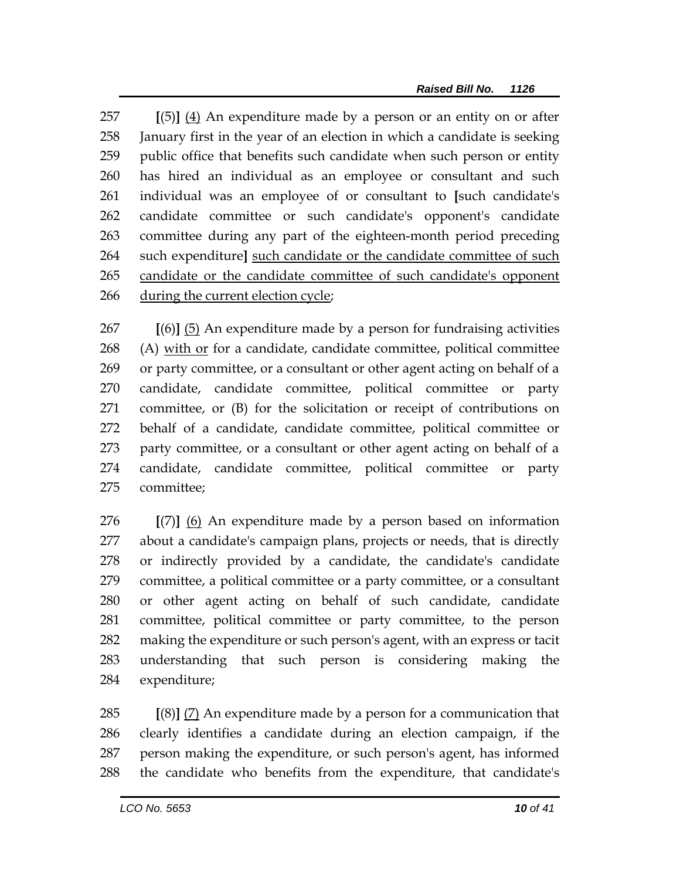257 **[**(5)**]** <u>(4)</u> An expenditure made by a person or an entity on or after
258 January first in the year of an election in which a candidate is seeking
259 public office that benefits such candidate when such person or entity
260 has hired an individual as an employee or consultant and such
261 individual was an employee of or consultant to **[**such candidate's
262 candidate committee or such candidate's opponent's candidate
263 committee during any part of the eighteen-month period preceding
264 such expenditure**]** <u>such candidate or the candidate committee of such</u>
265 <u>candidate or the candidate committee of such candidate's opponent</u>
266 <u>during the current election cycle</u>;

267 **[**(6)**]** <u>(5)</u> An expenditure made by a person for fundraising activities
268 (A) <u>with or</u> for a candidate, candidate committee, political committee
269 or party committee, or a consultant or other agent acting on behalf of a
270 candidate, candidate committee, political committee or party
271 committee, or (B) for the solicitation or receipt of contributions on
272 behalf of a candidate, candidate committee, political committee or
273 party committee, or a consultant or other agent acting on behalf of a
274 candidate, candidate committee, political committee or party
275 committee;

276 **[**(7)**]** <u>(6)</u> An expenditure made by a person based on information
277 about a candidate's campaign plans, projects or needs, that is directly
278 or indirectly provided by a candidate, the candidate's candidate
279 committee, a political committee or a party committee, or a consultant
280 or other agent acting on behalf of such candidate, candidate
281 committee, political committee or party committee, to the person
282 making the expenditure or such person's agent, with an express or tacit
283 understanding that such person is considering making the
284 expenditure;

285 **[**(8)**]** <u>(7)</u> An expenditure made by a person for a communication that
286 clearly identifies a candidate during an election campaign, if the
287 person making the expenditure, or such person's agent, has informed
288 the candidate who benefits from the expenditure, that candidate's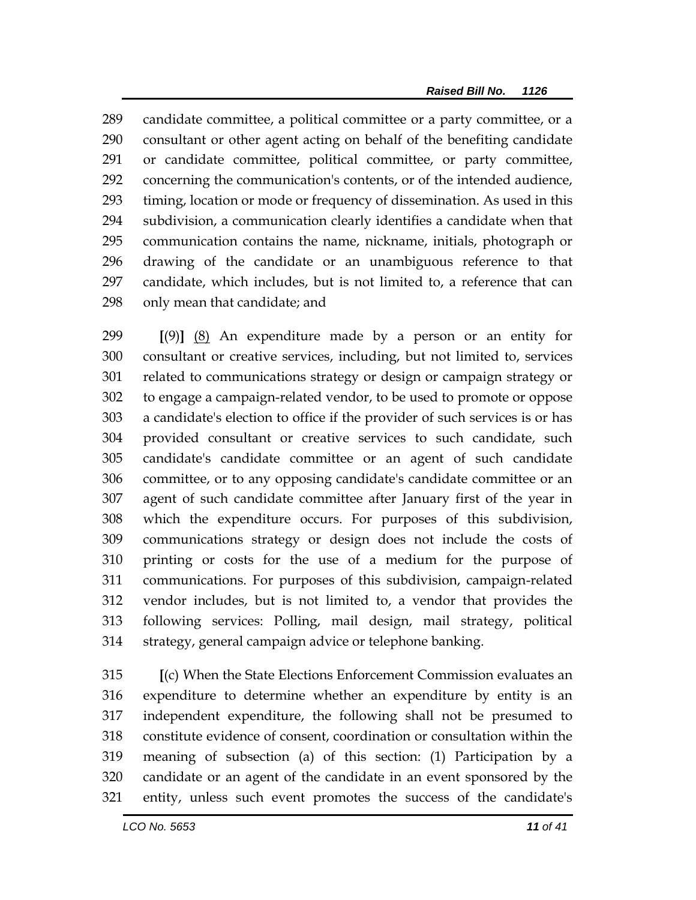289 candidate committee, a political committee or a party committee, or a
290 consultant or other agent acting on behalf of the benefiting candidate
291 or candidate committee, political committee, or party committee,
292 concerning the communication's contents, or of the intended audience,
293 timing, location or mode or frequency of dissemination. As used in this
294 subdivision, a communication clearly identifies a candidate when that
295 communication contains the name, nickname, initials, photograph or
296 drawing of the candidate or an unambiguous reference to that
297 candidate, which includes, but is not limited to, a reference that can
298 only mean that candidate; and

299 **[**(9)**]** <u>(8)</u> An expenditure made by a person or an entity for
300 consultant or creative services, including, but not limited to, services
301 related to communications strategy or design or campaign strategy or
302 to engage a campaign-related vendor, to be used to promote or oppose
303 a candidate's election to office if the provider of such services is or has
304 provided consultant or creative services to such candidate, such
305 candidate's candidate committee or an agent of such candidate
306 committee, or to any opposing candidate's candidate committee or an
307 agent of such candidate committee after January first of the year in
308 which the expenditure occurs. For purposes of this subdivision,
309 communications strategy or design does not include the costs of
310 printing or costs for the use of a medium for the purpose of
311 communications. For purposes of this subdivision, campaign-related
312 vendor includes, but is not limited to, a vendor that provides the
313 following services: Polling, mail design, mail strategy, political
314 strategy, general campaign advice or telephone banking.

315 **[**(c) When the State Elections Enforcement Commission evaluates an
316 expenditure to determine whether an expenditure by entity is an
317 independent expenditure, the following shall not be presumed to
318 constitute evidence of consent, coordination or consultation within the
319 meaning of subsection (a) of this section: (1) Participation by a
320 candidate or an agent of the candidate in an event sponsored by the
321 entity, unless such event promotes the success of the candidate's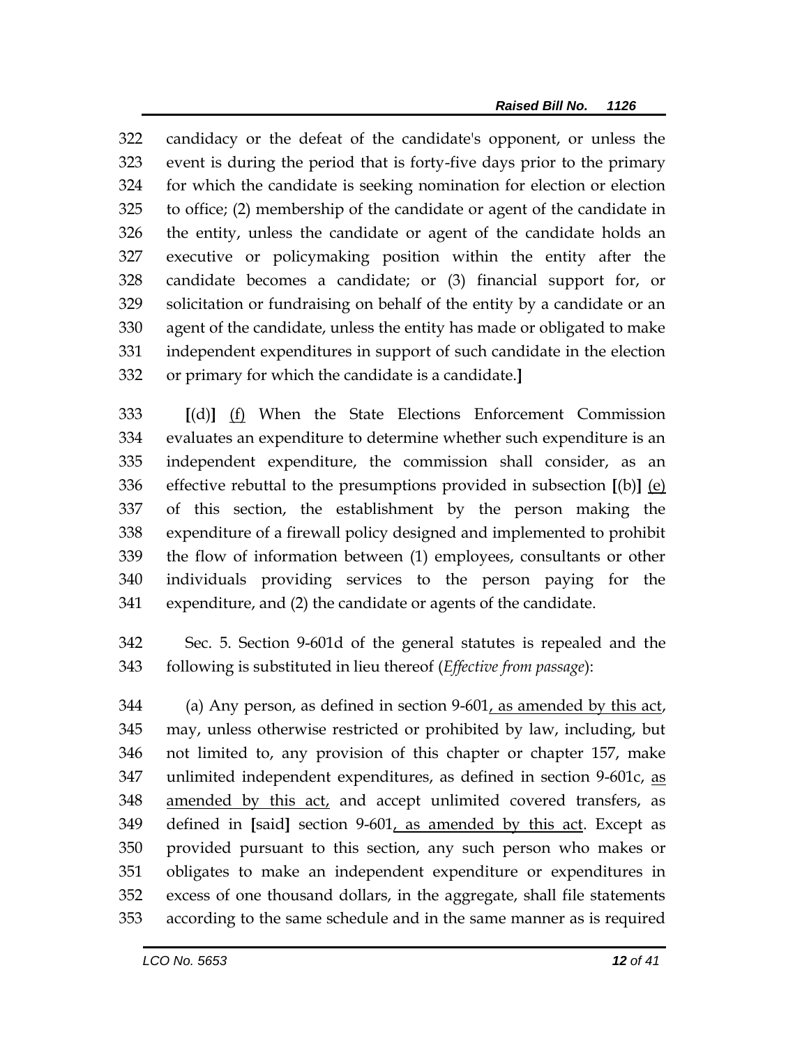322 candidacy or the defeat of the candidate's opponent, or unless the
323 event is during the period that is forty-five days prior to the primary
324 for which the candidate is seeking nomination for election or election
325 to office; (2) membership of the candidate or agent of the candidate in
326 the entity, unless the candidate or agent of the candidate holds an
327 executive or policymaking position within the entity after the
328 candidate becomes a candidate; or (3) financial support for, or
329 solicitation or fundraising on behalf of the entity by a candidate or an
330 agent of the candidate, unless the entity has made or obligated to make
331 independent expenditures in support of such candidate in the election
332 or primary for which the candidate is a candidate.]

333 [(d)] <u>(f)</u> When the State Elections Enforcement Commission
334 evaluates an expenditure to determine whether such expenditure is an
335 independent expenditure, the commission shall consider, as an
336 effective rebuttal to the presumptions provided in subsection [(b)] <u>(e)</u>
337 of this section, the establishment by the person making the
338 expenditure of a firewall policy designed and implemented to prohibit
339 the flow of information between (1) employees, consultants or other
340 individuals providing services to the person paying for the
341 expenditure, and (2) the candidate or agents of the candidate.

342 Sec. 5. Section 9-601d of the general statutes is repealed and the
343 following is substituted in lieu thereof (*Effective from passage*):

344 (a) Any person, as defined in section 9-601<u>, as amended by this act</u>,
345 may, unless otherwise restricted or prohibited by law, including, but
346 not limited to, any provision of this chapter or chapter 157, make
347 unlimited independent expenditures, as defined in section 9-601c, <u>as</u>
348 <u>amended by this act,</u> and accept unlimited covered transfers, as
349 defined in [said] section 9-601<u>, as amended by this act</u>. Except as
350 provided pursuant to this section, any such person who makes or
351 obligates to make an independent expenditure or expenditures in
352 excess of one thousand dollars, in the aggregate, shall file statements
353 according to the same schedule and in the same manner as is required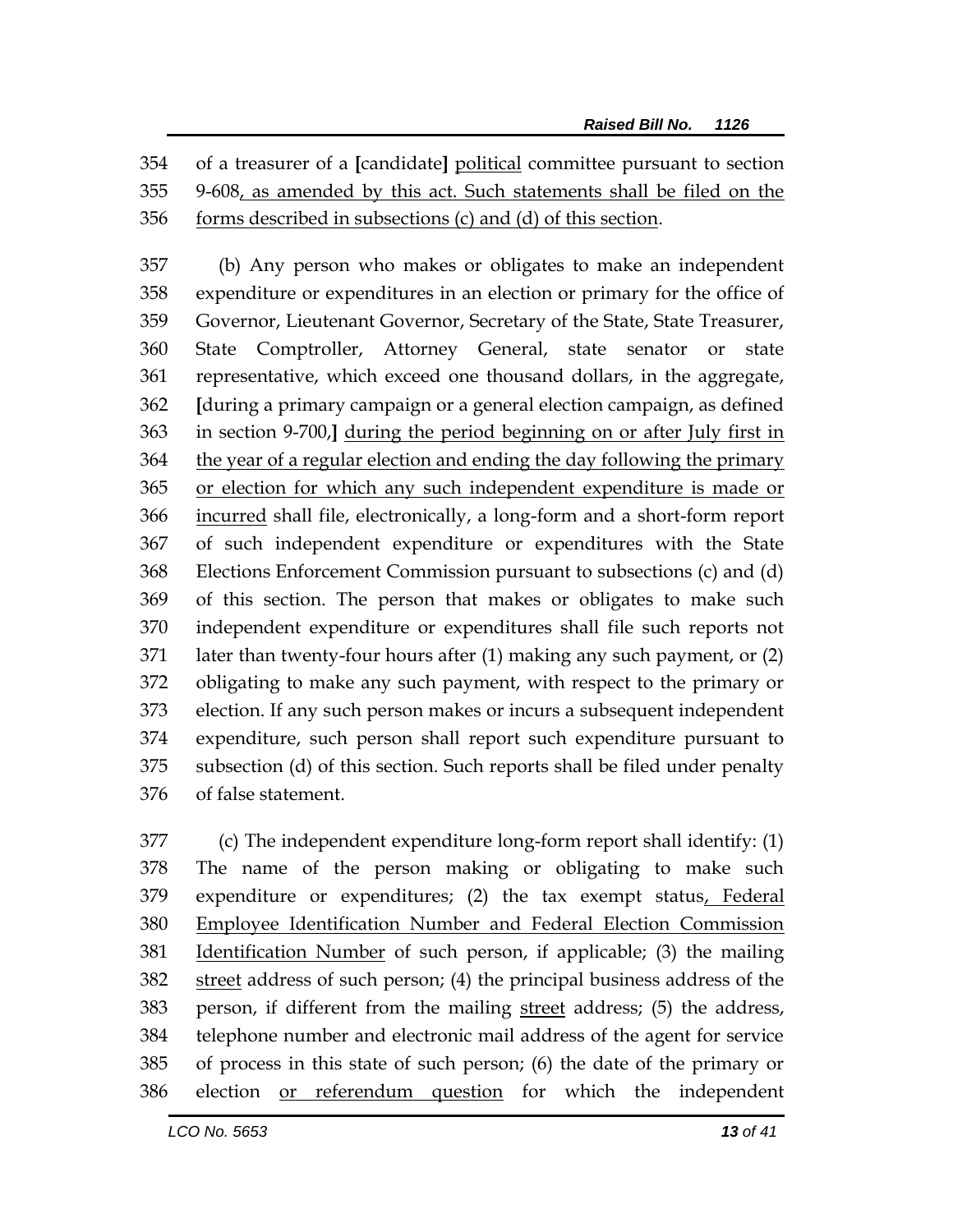354 of a treasurer of a **[**candidate**]** <u>political</u> committee pursuant to section
355 9-608<u>, as amended by this act. Such statements shall be filed on the</u>
356 <u>forms described in subsections (c) and (d) of this section</u>.

357 (b) Any person who makes or obligates to make an independent
358 expenditure or expenditures in an election or primary for the office of
359 Governor, Lieutenant Governor, Secretary of the State, State Treasurer,
360 State Comptroller, Attorney General, state senator or state
361 representative, which exceed one thousand dollars, in the aggregate,
362 **[**during a primary campaign or a general election campaign, as defined
363 in section 9-700,**]** <u>during the period beginning on or after July first in</u>
364 <u>the year of a regular election and ending the day following the primary</u>
365 <u>or election for which any such independent expenditure is made or</u>
366 <u>incurred</u> shall file, electronically, a long-form and a short-form report
367 of such independent expenditure or expenditures with the State
368 Elections Enforcement Commission pursuant to subsections (c) and (d)
369 of this section. The person that makes or obligates to make such
370 independent expenditure or expenditures shall file such reports not
371 later than twenty-four hours after (1) making any such payment, or (2)
372 obligating to make any such payment, with respect to the primary or
373 election. If any such person makes or incurs a subsequent independent
374 expenditure, such person shall report such expenditure pursuant to
375 subsection (d) of this section. Such reports shall be filed under penalty
376 of false statement.

377 (c) The independent expenditure long-form report shall identify: (1)
378 The name of the person making or obligating to make such
379 expenditure or expenditures; (2) the tax exempt status<u>, Federal</u>
380 <u>Employee Identification Number and Federal Election Commission</u>
381 <u>Identification Number</u> of such person, if applicable; (3) the mailing
382 <u>street</u> address of such person; (4) the principal business address of the
383 person, if different from the mailing <u>street</u> address; (5) the address,
384 telephone number and electronic mail address of the agent for service
385 of process in this state of such person; (6) the date of the primary or
386 election <u>or referendum question</u> for which the independent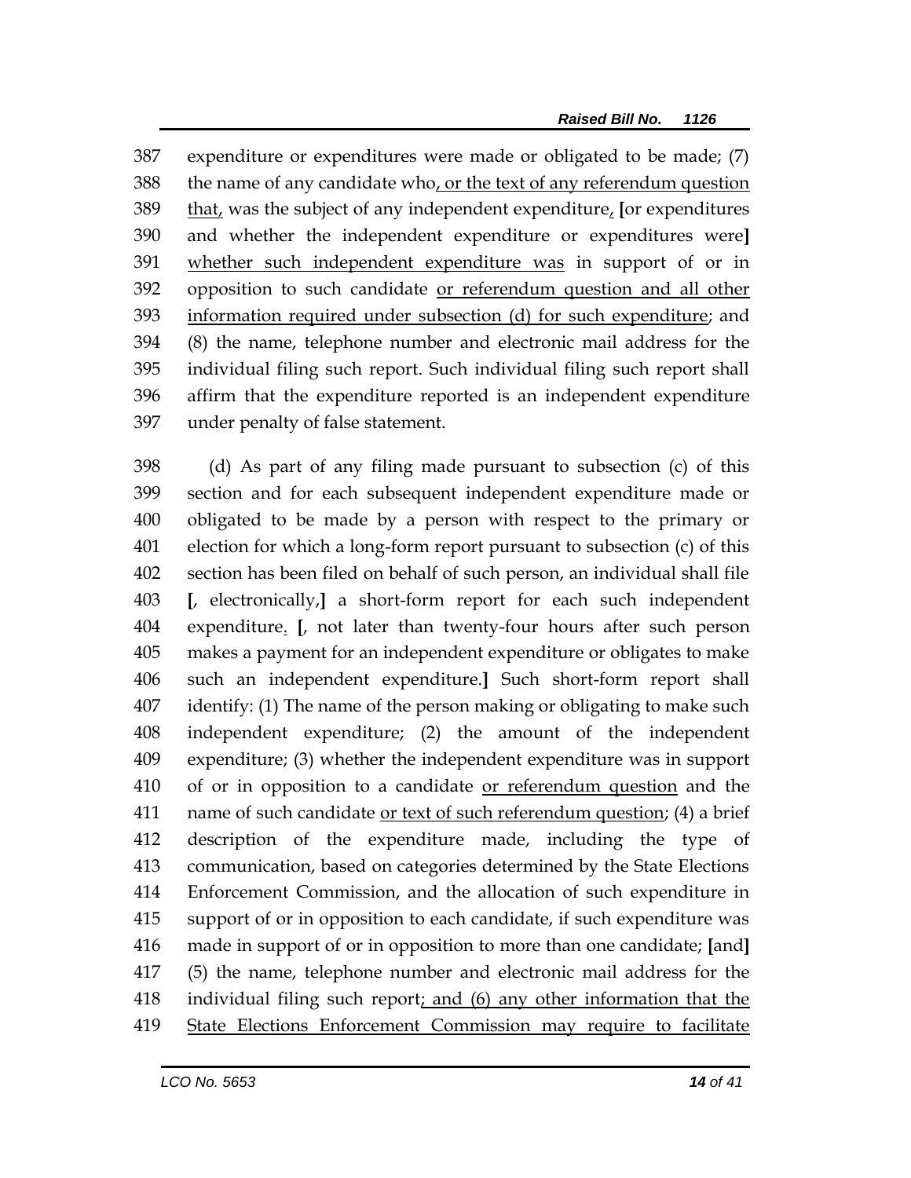387 expenditure or expenditures were made or obligated to be made; (7)
388 the name of any candidate who<u>, or the text of any referendum question</u>
389 <u>that,</u> was the subject of any independent expenditure<u>,</u> [or expenditures
390 and whether the independent expenditure or expenditures were]
391 <u>whether such independent expenditure was</u> in support of or in
392 opposition to such candidate <u>or referendum question and all other</u>
393 <u>information required under subsection (d) for such expenditure</u>; and
394 (8) the name, telephone number and electronic mail address for the
395 individual filing such report. Such individual filing such report shall
396 affirm that the expenditure reported is an independent expenditure
397 under penalty of false statement.

398 (d) As part of any filing made pursuant to subsection (c) of this
399 section and for each subsequent independent expenditure made or
400 obligated to be made by a person with respect to the primary or
401 election for which a long-form report pursuant to subsection (c) of this
402 section has been filed on behalf of such person, an individual shall file
403 [, electronically,] a short-form report for each such independent
404 expenditure<u>.</u> [, not later than twenty-four hours after such person
405 makes a payment for an independent expenditure or obligates to make
406 such an independent expenditure.] Such short-form report shall
407 identify: (1) The name of the person making or obligating to make such
408 independent expenditure; (2) the amount of the independent
409 expenditure; (3) whether the independent expenditure was in support
410 of or in opposition to a candidate <u>or referendum question</u> and the
411 name of such candidate <u>or text of such referendum question</u>; (4) a brief
412 description of the expenditure made, including the type of
413 communication, based on categories determined by the State Elections
414 Enforcement Commission, and the allocation of such expenditure in
415 support of or in opposition to each candidate, if such expenditure was
416 made in support of or in opposition to more than one candidate; [and]
417 (5) the name, telephone number and electronic mail address for the
418 individual filing such report<u>; and (6) any other information that the</u>
419 <u>State Elections Enforcement Commission may require to facilitate</u>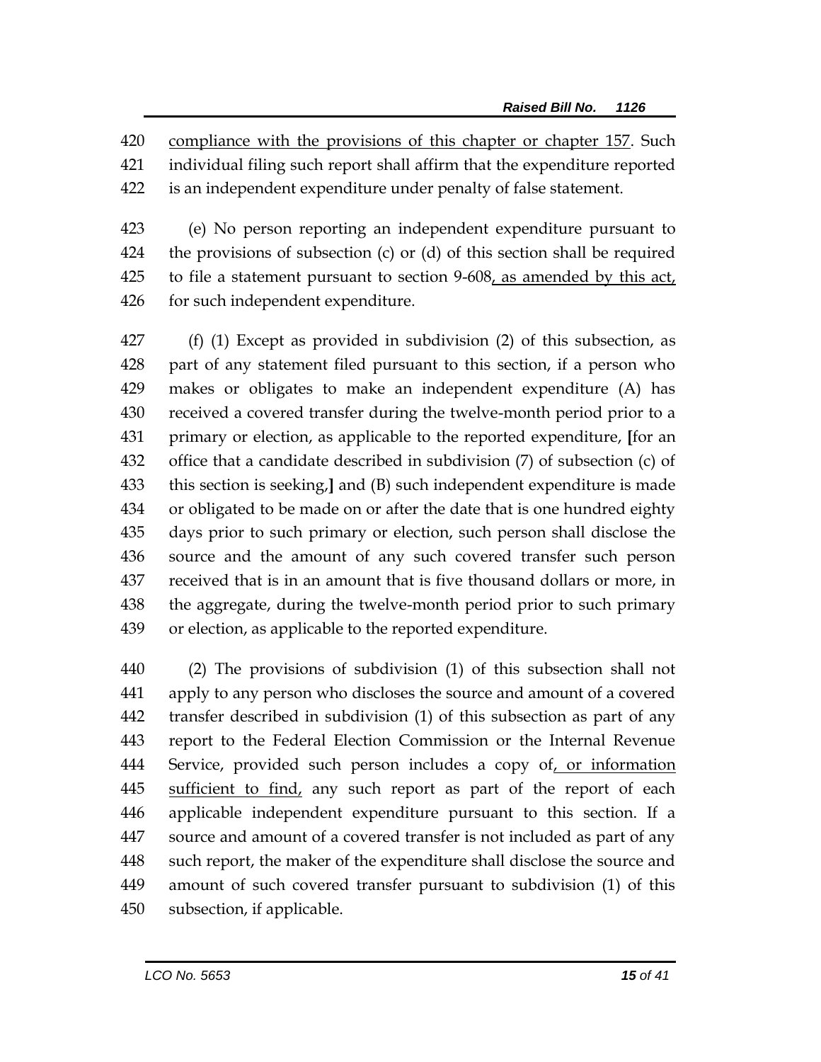420 compliance with the provisions of this chapter or chapter 157. Such
421 individual filing such report shall affirm that the expenditure reported
422 is an independent expenditure under penalty of false statement.

423 (e) No person reporting an independent expenditure pursuant to
424 the provisions of subsection (c) or (d) of this section shall be required
425 to file a statement pursuant to section 9-608, as amended by this act,
426 for such independent expenditure.

427 (f) (1) Except as provided in subdivision (2) of this subsection, as
428 part of any statement filed pursuant to this section, if a person who
429 makes or obligates to make an independent expenditure (A) has
430 received a covered transfer during the twelve-month period prior to a
431 primary or election, as applicable to the reported expenditure, [for an
432 office that a candidate described in subdivision (7) of subsection (c) of
433 this section is seeking,] and (B) such independent expenditure is made
434 or obligated to be made on or after the date that is one hundred eighty
435 days prior to such primary or election, such person shall disclose the
436 source and the amount of any such covered transfer such person
437 received that is in an amount that is five thousand dollars or more, in
438 the aggregate, during the twelve-month period prior to such primary
439 or election, as applicable to the reported expenditure.

440 (2) The provisions of subdivision (1) of this subsection shall not
441 apply to any person who discloses the source and amount of a covered
442 transfer described in subdivision (1) of this subsection as part of any
443 report to the Federal Election Commission or the Internal Revenue
444 Service, provided such person includes a copy of, or information
445 sufficient to find, any such report as part of the report of each
446 applicable independent expenditure pursuant to this section. If a
447 source and amount of a covered transfer is not included as part of any
448 such report, the maker of the expenditure shall disclose the source and
449 amount of such covered transfer pursuant to subdivision (1) of this
450 subsection, if applicable.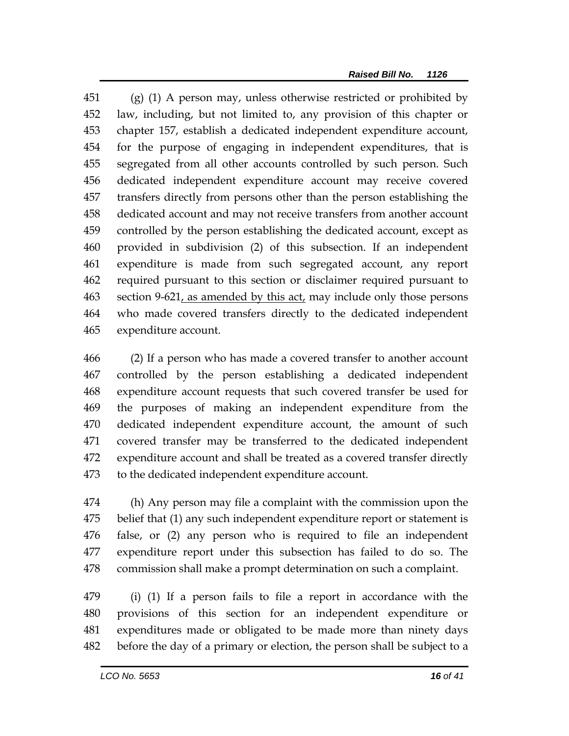(g) (1) A person may, unless otherwise restricted or prohibited by law, including, but not limited to, any provision of this chapter or chapter 157, establish a dedicated independent expenditure account, for the purpose of engaging in independent expenditures, that is segregated from all other accounts controlled by such person. Such dedicated independent expenditure account may receive covered transfers directly from persons other than the person establishing the dedicated account and may not receive transfers from another account controlled by the person establishing the dedicated account, except as provided in subdivision (2) of this subsection. If an independent expenditure is made from such segregated account, any report required pursuant to this section or disclaimer required pursuant to section 9-621, as amended by this act, may include only those persons who made covered transfers directly to the dedicated independent expenditure account.

(2) If a person who has made a covered transfer to another account controlled by the person establishing a dedicated independent expenditure account requests that such covered transfer be used for the purposes of making an independent expenditure from the dedicated independent expenditure account, the amount of such covered transfer may be transferred to the dedicated independent expenditure account and shall be treated as a covered transfer directly to the dedicated independent expenditure account.

(h) Any person may file a complaint with the commission upon the belief that (1) any such independent expenditure report or statement is false, or (2) any person who is required to file an independent expenditure report under this subsection has failed to do so. The commission shall make a prompt determination on such a complaint.

(i) (1) If a person fails to file a report in accordance with the provisions of this section for an independent expenditure or expenditures made or obligated to be made more than ninety days before the day of a primary or election, the person shall be subject to a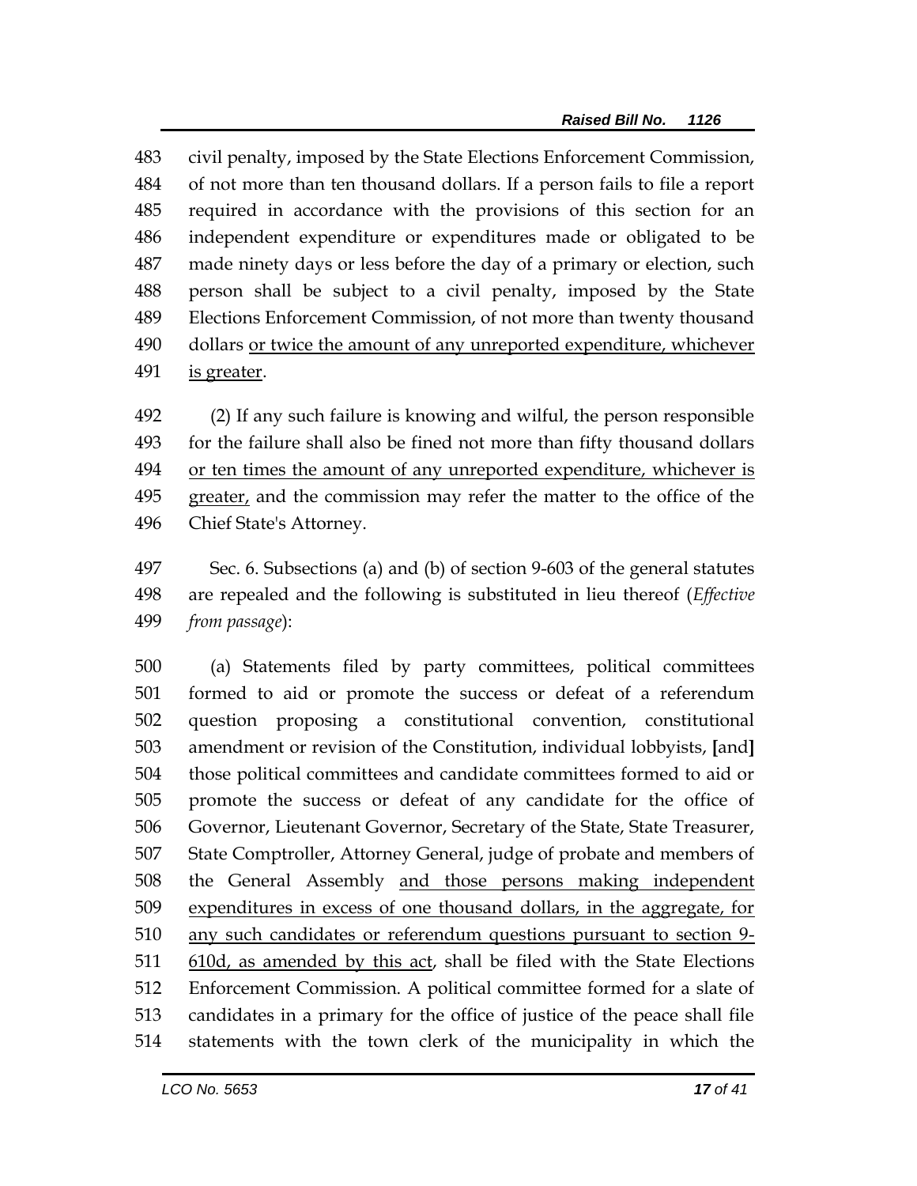civil penalty, imposed by the State Elections Enforcement Commission, of not more than ten thousand dollars. If a person fails to file a report required in accordance with the provisions of this section for an independent expenditure or expenditures made or obligated to be made ninety days or less before the day of a primary or election, such person shall be subject to a civil penalty, imposed by the State Elections Enforcement Commission, of not more than twenty thousand dollars <u>or twice the amount of any unreported expenditure, whichever is greater</u>.

(2) If any such failure is knowing and wilful, the person responsible for the failure shall also be fined not more than fifty thousand dollars <u>or ten times the amount of any unreported expenditure, whichever is greater,</u> and the commission may refer the matter to the office of the Chief State's Attorney.

Sec. 6. Subsections (a) and (b) of section 9-603 of the general statutes are repealed and the following is substituted in lieu thereof (*Effective from passage*):

(a) Statements filed by party committees, political committees formed to aid or promote the success or defeat of a referendum question proposing a constitutional convention, constitutional amendment or revision of the Constitution, individual lobbyists, **[**and**]** those political committees and candidate committees formed to aid or promote the success or defeat of any candidate for the office of Governor, Lieutenant Governor, Secretary of the State, State Treasurer, State Comptroller, Attorney General, judge of probate and members of the General Assembly <u>and those persons making independent expenditures in excess of one thousand dollars, in the aggregate, for any such candidates or referendum questions pursuant to section 9-610d, as amended by this act</u>, shall be filed with the State Elections Enforcement Commission. A political committee formed for a slate of candidates in a primary for the office of justice of the peace shall file statements with the town clerk of the municipality in which the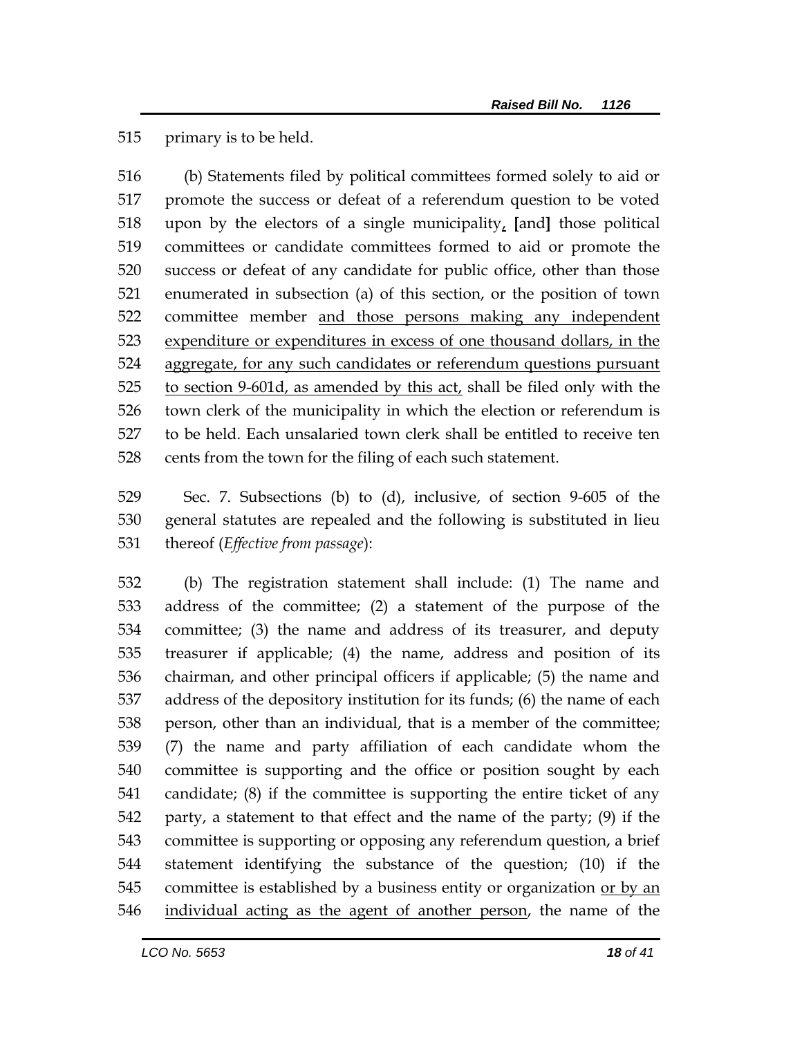515 primary is to be held.

516 (b) Statements filed by political committees formed solely to aid or
517 promote the success or defeat of a referendum question to be voted
518 upon by the electors of a single municipality, [and] those political
519 committees or candidate committees formed to aid or promote the
520 success or defeat of any candidate for public office, other than those
521 enumerated in subsection (a) of this section, or the position of town
522 committee member and those persons making any independent
523 expenditure or expenditures in excess of one thousand dollars, in the
524 aggregate, for any such candidates or referendum questions pursuant
525 to section 9-601d, as amended by this act, shall be filed only with the
526 town clerk of the municipality in which the election or referendum is
527 to be held. Each unsalaried town clerk shall be entitled to receive ten
528 cents from the town for the filing of each such statement.

529 Sec. 7. Subsections (b) to (d), inclusive, of section 9-605 of the
530 general statutes are repealed and the following is substituted in lieu
531 thereof (*Effective from passage*):

532 (b) The registration statement shall include: (1) The name and
533 address of the committee; (2) a statement of the purpose of the
534 committee; (3) the name and address of its treasurer, and deputy
535 treasurer if applicable; (4) the name, address and position of its
536 chairman, and other principal officers if applicable; (5) the name and
537 address of the depository institution for its funds; (6) the name of each
538 person, other than an individual, that is a member of the committee;
539 (7) the name and party affiliation of each candidate whom the
540 committee is supporting and the office or position sought by each
541 candidate; (8) if the committee is supporting the entire ticket of any
542 party, a statement to that effect and the name of the party; (9) if the
543 committee is supporting or opposing any referendum question, a brief
544 statement identifying the substance of the question; (10) if the
545 committee is established by a business entity or organization or by an
546 individual acting as the agent of another person, the name of the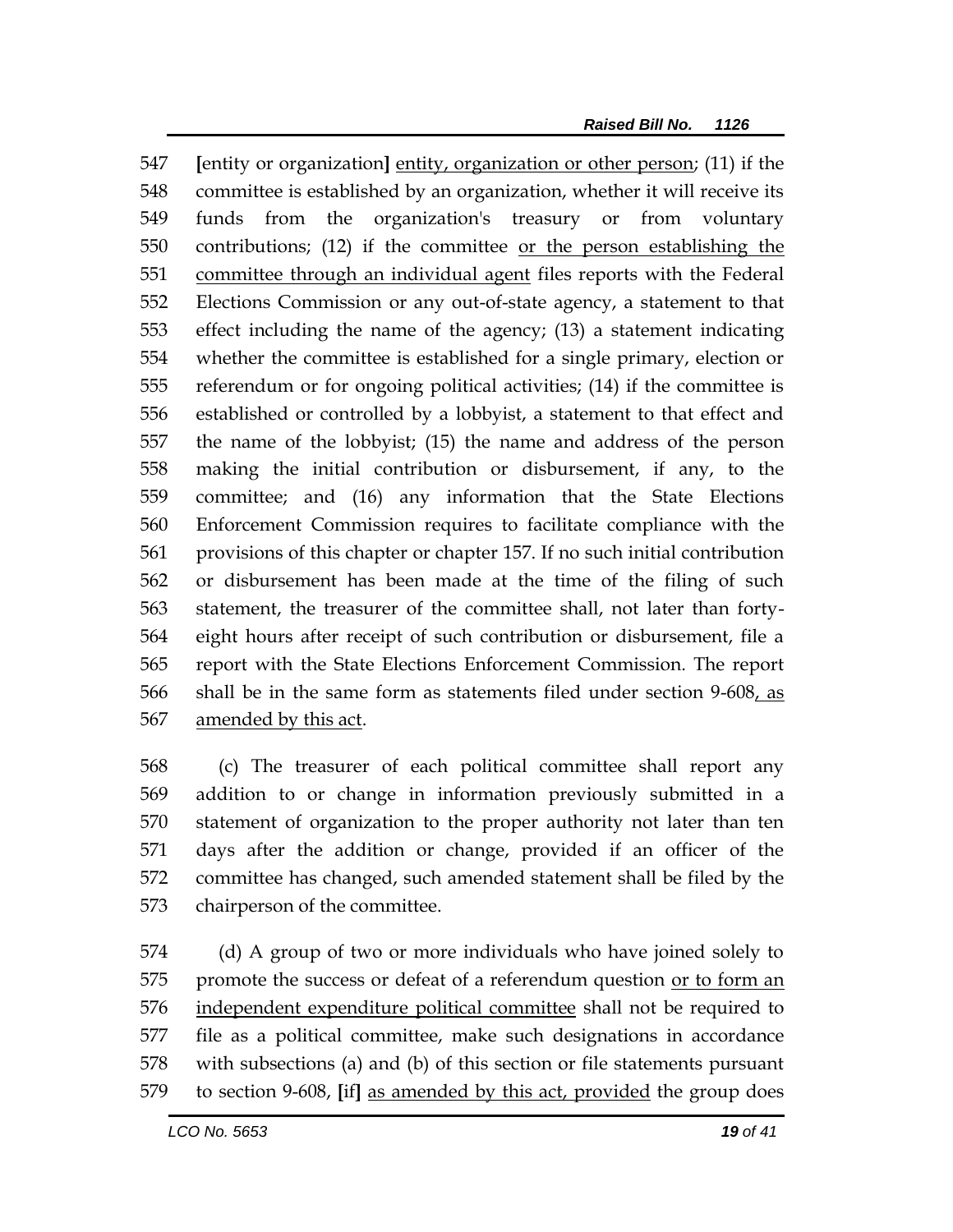547 [entity or organization] entity, organization or other person; (11) if the
548 committee is established by an organization, whether it will receive its
549 funds from the organization's treasury or from voluntary
550 contributions; (12) if the committee or the person establishing the
551 committee through an individual agent files reports with the Federal
552 Elections Commission or any out-of-state agency, a statement to that
553 effect including the name of the agency; (13) a statement indicating
554 whether the committee is established for a single primary, election or
555 referendum or for ongoing political activities; (14) if the committee is
556 established or controlled by a lobbyist, a statement to that effect and
557 the name of the lobbyist; (15) the name and address of the person
558 making the initial contribution or disbursement, if any, to the
559 committee; and (16) any information that the State Elections
560 Enforcement Commission requires to facilitate compliance with the
561 provisions of this chapter or chapter 157. If no such initial contribution
562 or disbursement has been made at the time of the filing of such
563 statement, the treasurer of the committee shall, not later than forty-
564 eight hours after receipt of such contribution or disbursement, file a
565 report with the State Elections Enforcement Commission. The report
566 shall be in the same form as statements filed under section 9-608, as
567 amended by this act.

568 (c) The treasurer of each political committee shall report any
569 addition to or change in information previously submitted in a
570 statement of organization to the proper authority not later than ten
571 days after the addition or change, provided if an officer of the
572 committee has changed, such amended statement shall be filed by the
573 chairperson of the committee.

574 (d) A group of two or more individuals who have joined solely to
575 promote the success or defeat of a referendum question or to form an
576 independent expenditure political committee shall not be required to
577 file as a political committee, make such designations in accordance
578 with subsections (a) and (b) of this section or file statements pursuant
579 to section 9-608, [if] as amended by this act, provided the group does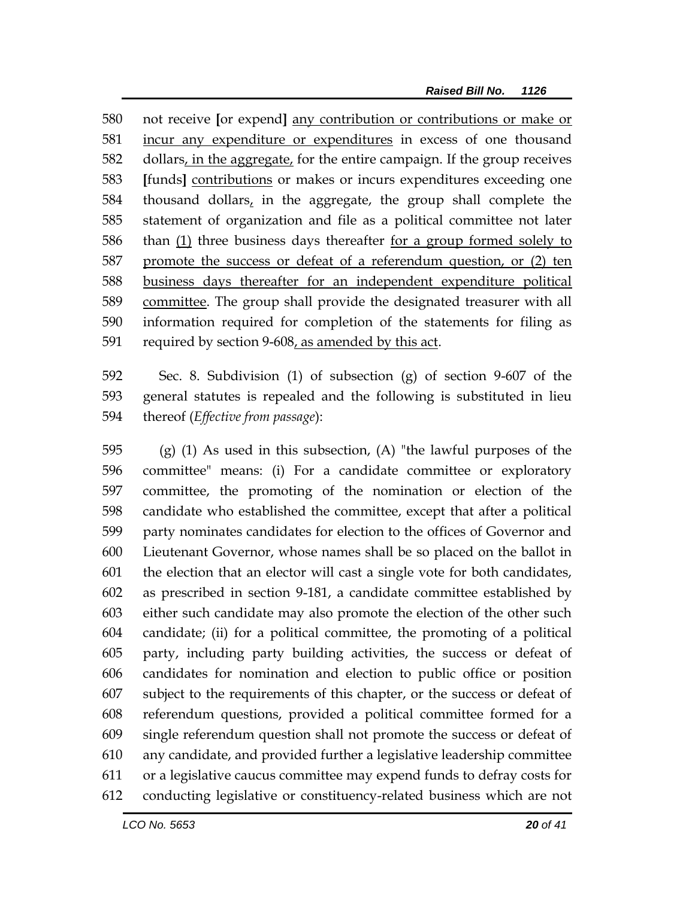not receive [or expend] any contribution or contributions or make or incur any expenditure or expenditures in excess of one thousand dollars, in the aggregate, for the entire campaign. If the group receives [funds] contributions or makes or incurs expenditures exceeding one thousand dollars, in the aggregate, the group shall complete the statement of organization and file as a political committee not later than (1) three business days thereafter for a group formed solely to promote the success or defeat of a referendum question, or (2) ten business days thereafter for an independent expenditure political committee. The group shall provide the designated treasurer with all information required for completion of the statements for filing as required by section 9-608, as amended by this act.

Sec. 8. Subdivision (1) of subsection (g) of section 9-607 of the general statutes is repealed and the following is substituted in lieu thereof (*Effective from passage*):

(g) (1) As used in this subsection, (A) "the lawful purposes of the committee" means: (i) For a candidate committee or exploratory committee, the promoting of the nomination or election of the candidate who established the committee, except that after a political party nominates candidates for election to the offices of Governor and Lieutenant Governor, whose names shall be so placed on the ballot in the election that an elector will cast a single vote for both candidates, as prescribed in section 9-181, a candidate committee established by either such candidate may also promote the election of the other such candidate; (ii) for a political committee, the promoting of a political party, including party building activities, the success or defeat of candidates for nomination and election to public office or position subject to the requirements of this chapter, or the success or defeat of referendum questions, provided a political committee formed for a single referendum question shall not promote the success or defeat of any candidate, and provided further a legislative leadership committee or a legislative caucus committee may expend funds to defray costs for conducting legislative or constituency-related business which are not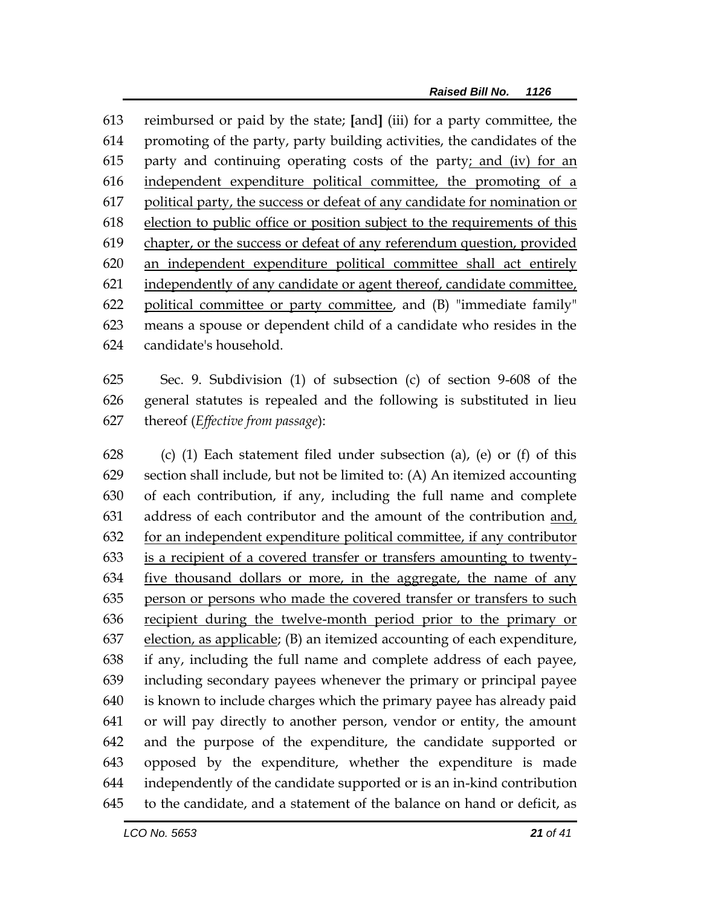reimbursed or paid by the state; [and] (iii) for a party committee, the promoting of the party, party building activities, the candidates of the party and continuing operating costs of the party; and (iv) for an independent expenditure political committee, the promoting of a political party, the success or defeat of any candidate for nomination or election to public office or position subject to the requirements of this chapter, or the success or defeat of any referendum question, provided an independent expenditure political committee shall act entirely independently of any candidate or agent thereof, candidate committee, political committee or party committee, and (B) "immediate family" means a spouse or dependent child of a candidate who resides in the candidate's household.

Sec. 9. Subdivision (1) of subsection (c) of section 9-608 of the general statutes is repealed and the following is substituted in lieu thereof (*Effective from passage*):

(c) (1) Each statement filed under subsection (a), (e) or (f) of this section shall include, but not be limited to: (A) An itemized accounting of each contribution, if any, including the full name and complete address of each contributor and the amount of the contribution and, for an independent expenditure political committee, if any contributor is a recipient of a covered transfer or transfers amounting to twenty-five thousand dollars or more, in the aggregate, the name of any person or persons who made the covered transfer or transfers to such recipient during the twelve-month period prior to the primary or election, as applicable; (B) an itemized accounting of each expenditure, if any, including the full name and complete address of each payee, including secondary payees whenever the primary or principal payee is known to include charges which the primary payee has already paid or will pay directly to another person, vendor or entity, the amount and the purpose of the expenditure, the candidate supported or opposed by the expenditure, whether the expenditure is made independently of the candidate supported or is an in-kind contribution to the candidate, and a statement of the balance on hand or deficit, as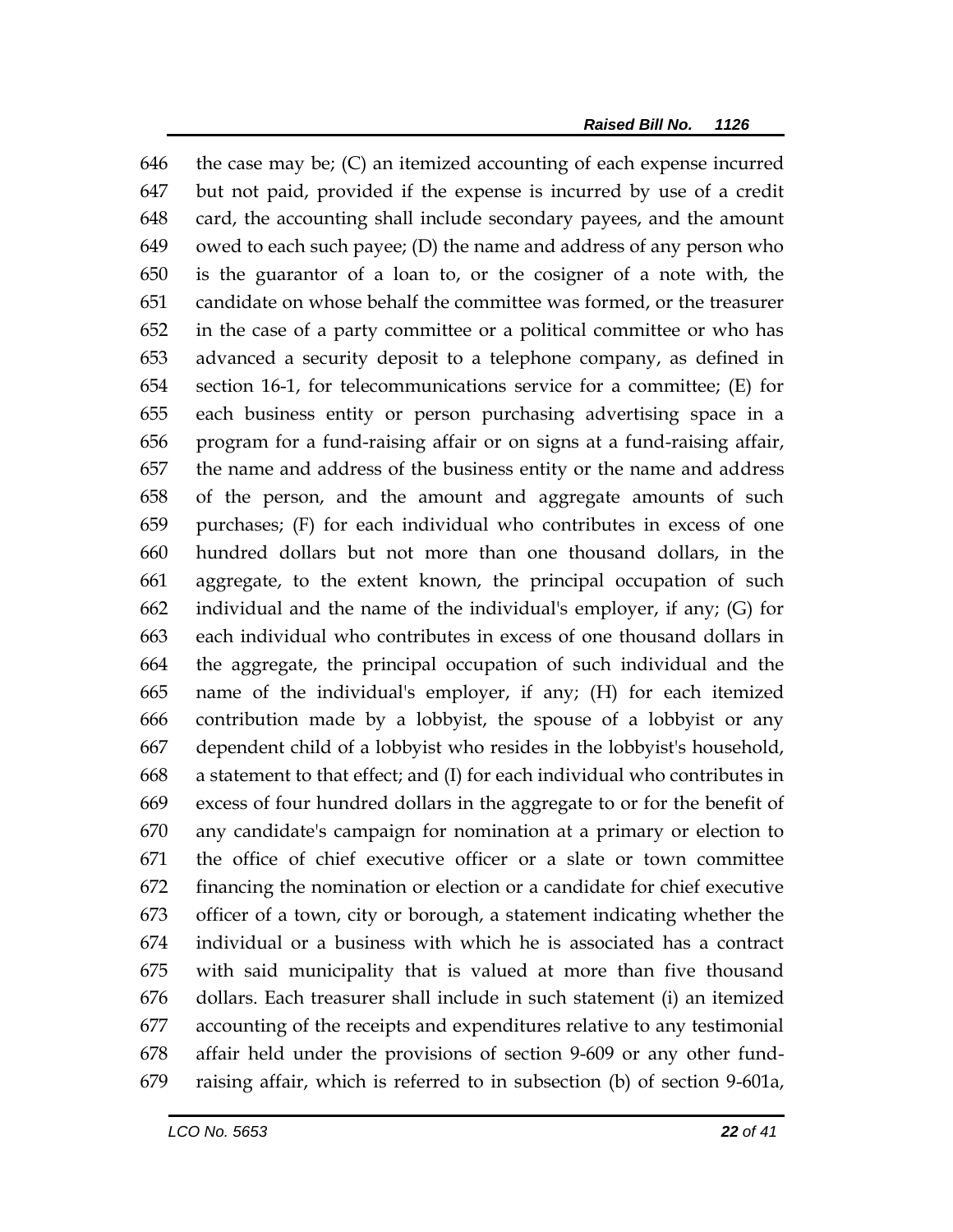646 the case may be; (C) an itemized accounting of each expense incurred
647 but not paid, provided if the expense is incurred by use of a credit
648 card, the accounting shall include secondary payees, and the amount
649 owed to each such payee; (D) the name and address of any person who
650 is the guarantor of a loan to, or the cosigner of a note with, the
651 candidate on whose behalf the committee was formed, or the treasurer
652 in the case of a party committee or a political committee or who has
653 advanced a security deposit to a telephone company, as defined in
654 section 16-1, for telecommunications service for a committee; (E) for
655 each business entity or person purchasing advertising space in a
656 program for a fund-raising affair or on signs at a fund-raising affair,
657 the name and address of the business entity or the name and address
658 of the person, and the amount and aggregate amounts of such
659 purchases; (F) for each individual who contributes in excess of one
660 hundred dollars but not more than one thousand dollars, in the
661 aggregate, to the extent known, the principal occupation of such
662 individual and the name of the individual's employer, if any; (G) for
663 each individual who contributes in excess of one thousand dollars in
664 the aggregate, the principal occupation of such individual and the
665 name of the individual's employer, if any; (H) for each itemized
666 contribution made by a lobbyist, the spouse of a lobbyist or any
667 dependent child of a lobbyist who resides in the lobbyist's household,
668 a statement to that effect; and (I) for each individual who contributes in
669 excess of four hundred dollars in the aggregate to or for the benefit of
670 any candidate's campaign for nomination at a primary or election to
671 the office of chief executive officer or a slate or town committee
672 financing the nomination or election or a candidate for chief executive
673 officer of a town, city or borough, a statement indicating whether the
674 individual or a business with which he is associated has a contract
675 with said municipality that is valued at more than five thousand
676 dollars. Each treasurer shall include in such statement (i) an itemized
677 accounting of the receipts and expenditures relative to any testimonial
678 affair held under the provisions of section 9-609 or any other fund-
679 raising affair, which is referred to in subsection (b) of section 9-601a,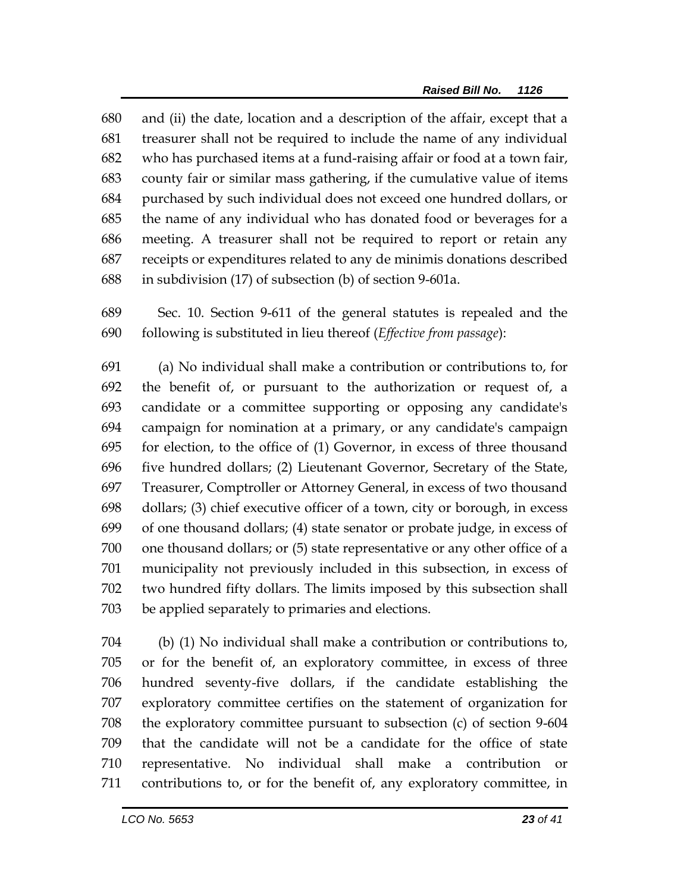and (ii) the date, location and a description of the affair, except that a treasurer shall not be required to include the name of any individual who has purchased items at a fund-raising affair or food at a town fair, county fair or similar mass gathering, if the cumulative value of items purchased by such individual does not exceed one hundred dollars, or the name of any individual who has donated food or beverages for a meeting. A treasurer shall not be required to report or retain any receipts or expenditures related to any de minimis donations described in subdivision (17) of subsection (b) of section 9-601a.

Sec. 10. Section 9-611 of the general statutes is repealed and the following is substituted in lieu thereof (*Effective from passage*):

(a) No individual shall make a contribution or contributions to, for the benefit of, or pursuant to the authorization or request of, a candidate or a committee supporting or opposing any candidate's campaign for nomination at a primary, or any candidate's campaign for election, to the office of (1) Governor, in excess of three thousand five hundred dollars; (2) Lieutenant Governor, Secretary of the State, Treasurer, Comptroller or Attorney General, in excess of two thousand dollars; (3) chief executive officer of a town, city or borough, in excess of one thousand dollars; (4) state senator or probate judge, in excess of one thousand dollars; or (5) state representative or any other office of a municipality not previously included in this subsection, in excess of two hundred fifty dollars. The limits imposed by this subsection shall be applied separately to primaries and elections.

(b) (1) No individual shall make a contribution or contributions to, or for the benefit of, an exploratory committee, in excess of three hundred seventy-five dollars, if the candidate establishing the exploratory committee certifies on the statement of organization for the exploratory committee pursuant to subsection (c) of section 9-604 that the candidate will not be a candidate for the office of state representative. No individual shall make a contribution or contributions to, or for the benefit of, any exploratory committee, in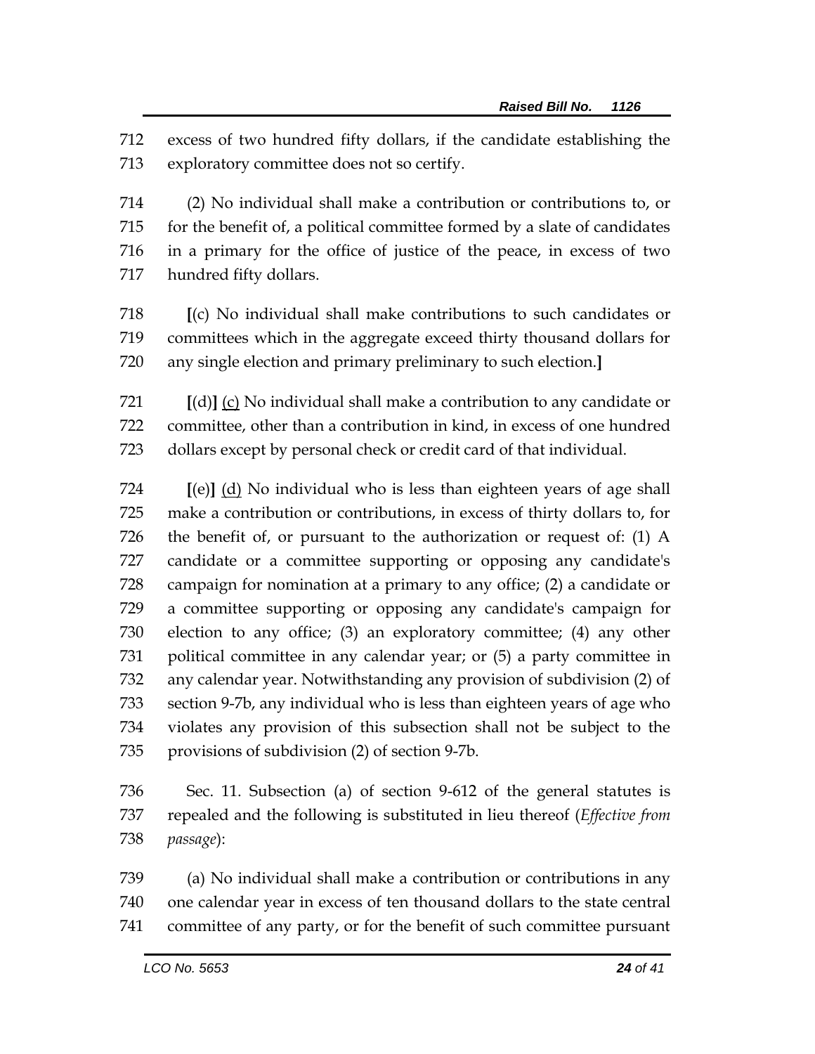712 excess of two hundred fifty dollars, if the candidate establishing the
713 exploratory committee does not so certify.

714 (2) No individual shall make a contribution or contributions to, or
715 for the benefit of, a political committee formed by a slate of candidates
716 in a primary for the office of justice of the peace, in excess of two
717 hundred fifty dollars.

718 **[**(c) No individual shall make contributions to such candidates or
719 committees which in the aggregate exceed thirty thousand dollars for
720 any single election and primary preliminary to such election.**]**

721 **[**(d)**]** <u>(c)</u> No individual shall make a contribution to any candidate or
722 committee, other than a contribution in kind, in excess of one hundred
723 dollars except by personal check or credit card of that individual.

724 **[**(e)**]** <u>(d)</u> No individual who is less than eighteen years of age shall
725 make a contribution or contributions, in excess of thirty dollars to, for
726 the benefit of, or pursuant to the authorization or request of: (1) A
727 candidate or a committee supporting or opposing any candidate's
728 campaign for nomination at a primary to any office; (2) a candidate or
729 a committee supporting or opposing any candidate's campaign for
730 election to any office; (3) an exploratory committee; (4) any other
731 political committee in any calendar year; or (5) a party committee in
732 any calendar year. Notwithstanding any provision of subdivision (2) of
733 section 9-7b, any individual who is less than eighteen years of age who
734 violates any provision of this subsection shall not be subject to the
735 provisions of subdivision (2) of section 9-7b.

736 Sec. 11. Subsection (a) of section 9-612 of the general statutes is
737 repealed and the following is substituted in lieu thereof (*Effective from*
738 *passage*):

739 (a) No individual shall make a contribution or contributions in any
740 one calendar year in excess of ten thousand dollars to the state central
741 committee of any party, or for the benefit of such committee pursuant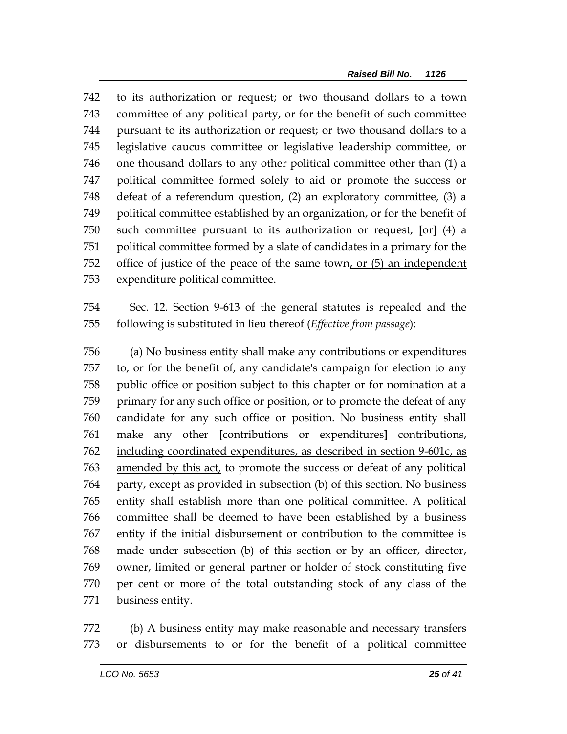742 to its authorization or request; or two thousand dollars to a town
743 committee of any political party, or for the benefit of such committee
744 pursuant to its authorization or request; or two thousand dollars to a
745 legislative caucus committee or legislative leadership committee, or
746 one thousand dollars to any other political committee other than (1) a
747 political committee formed solely to aid or promote the success or
748 defeat of a referendum question, (2) an exploratory committee, (3) a
749 political committee established by an organization, or for the benefit of
750 such committee pursuant to its authorization or request, **[**or**]** (4) a
751 political committee formed by a slate of candidates in a primary for the
752 office of justice of the peace of the same town<u>, or (5) an independent</u>
753 <u>expenditure political committee</u>.

754 Sec. 12. Section 9-613 of the general statutes is repealed and the
755 following is substituted in lieu thereof (*Effective from passage*):

756 (a) No business entity shall make any contributions or expenditures
757 to, or for the benefit of, any candidate's campaign for election to any
758 public office or position subject to this chapter or for nomination at a
759 primary for any such office or position, or to promote the defeat of any
760 candidate for any such office or position. No business entity shall
761 make any other **[**contributions or expenditures**]** <u>contributions,</u>
762 <u>including coordinated expenditures, as described in section 9-601c, as</u>
763 <u>amended by this act,</u> to promote the success or defeat of any political
764 party, except as provided in subsection (b) of this section. No business
765 entity shall establish more than one political committee. A political
766 committee shall be deemed to have been established by a business
767 entity if the initial disbursement or contribution to the committee is
768 made under subsection (b) of this section or by an officer, director,
769 owner, limited or general partner or holder of stock constituting five
770 per cent or more of the total outstanding stock of any class of the
771 business entity.

772 (b) A business entity may make reasonable and necessary transfers
773 or disbursements to or for the benefit of a political committee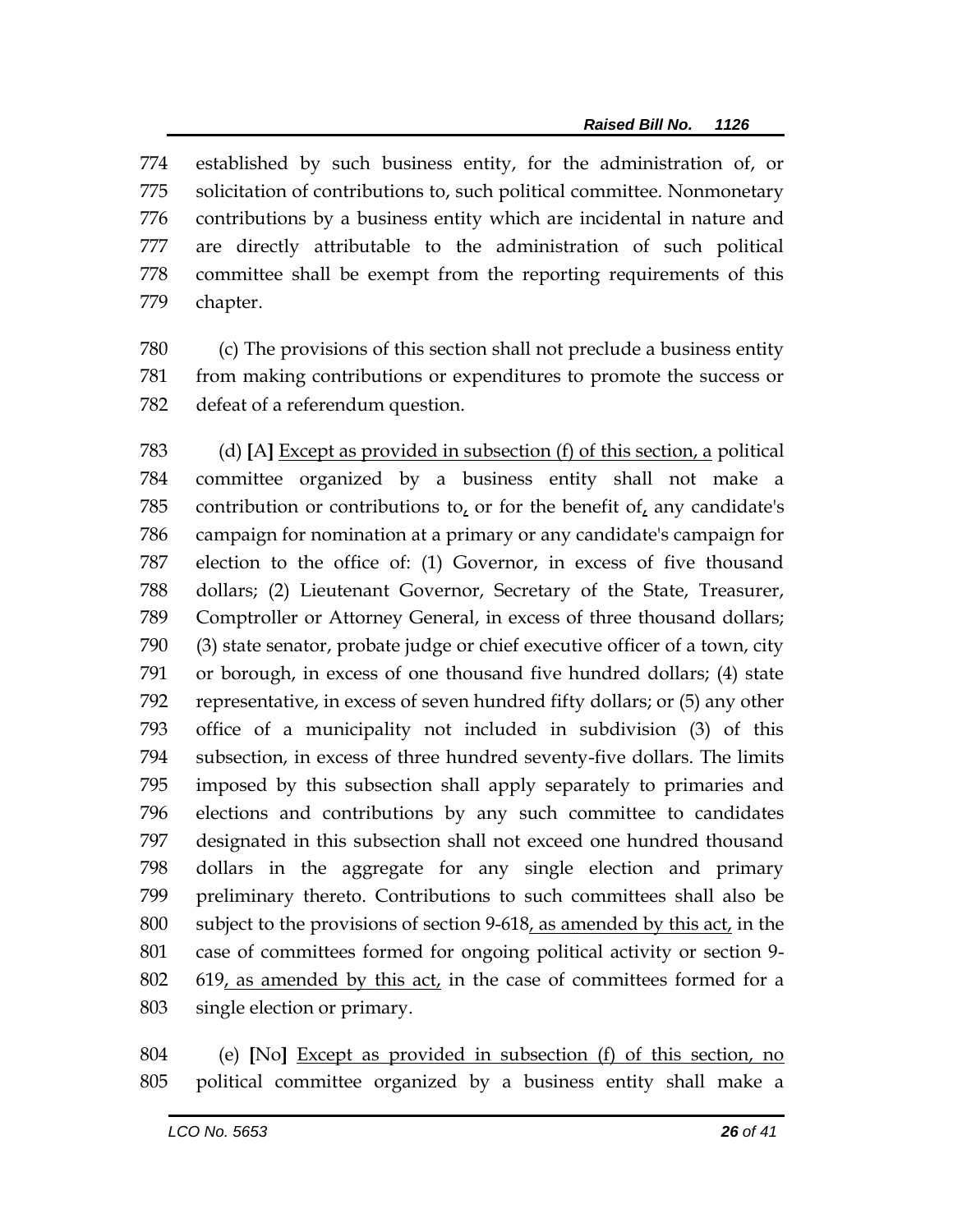774 established by such business entity, for the administration of, or
775 solicitation of contributions to, such political committee. Nonmonetary
776 contributions by a business entity which are incidental in nature and
777 are directly attributable to the administration of such political
778 committee shall be exempt from the reporting requirements of this
779 chapter.

780 (c) The provisions of this section shall not preclude a business entity
781 from making contributions or expenditures to promote the success or
782 defeat of a referendum question.

783 (d) **[**A**]** <u>Except as provided in subsection (f) of this section, a</u> political
784 committee organized by a business entity shall not make a
785 contribution or contributions to<u>,</u> or for the benefit of<u>,</u> any candidate's
786 campaign for nomination at a primary or any candidate's campaign for
787 election to the office of: (1) Governor, in excess of five thousand
788 dollars; (2) Lieutenant Governor, Secretary of the State, Treasurer,
789 Comptroller or Attorney General, in excess of three thousand dollars;
790 (3) state senator, probate judge or chief executive officer of a town, city
791 or borough, in excess of one thousand five hundred dollars; (4) state
792 representative, in excess of seven hundred fifty dollars; or (5) any other
793 office of a municipality not included in subdivision (3) of this
794 subsection, in excess of three hundred seventy-five dollars. The limits
795 imposed by this subsection shall apply separately to primaries and
796 elections and contributions by any such committee to candidates
797 designated in this subsection shall not exceed one hundred thousand
798 dollars in the aggregate for any single election and primary
799 preliminary thereto. Contributions to such committees shall also be
800 subject to the provisions of section 9-618<u>, as amended by this act,</u> in the
801 case of committees formed for ongoing political activity or section 9-
802 619<u>, as amended by this act,</u> in the case of committees formed for a
803 single election or primary.

804 (e) **[**No**]** <u>Except as provided in subsection (f) of this section, no</u>
805 political committee organized by a business entity shall make a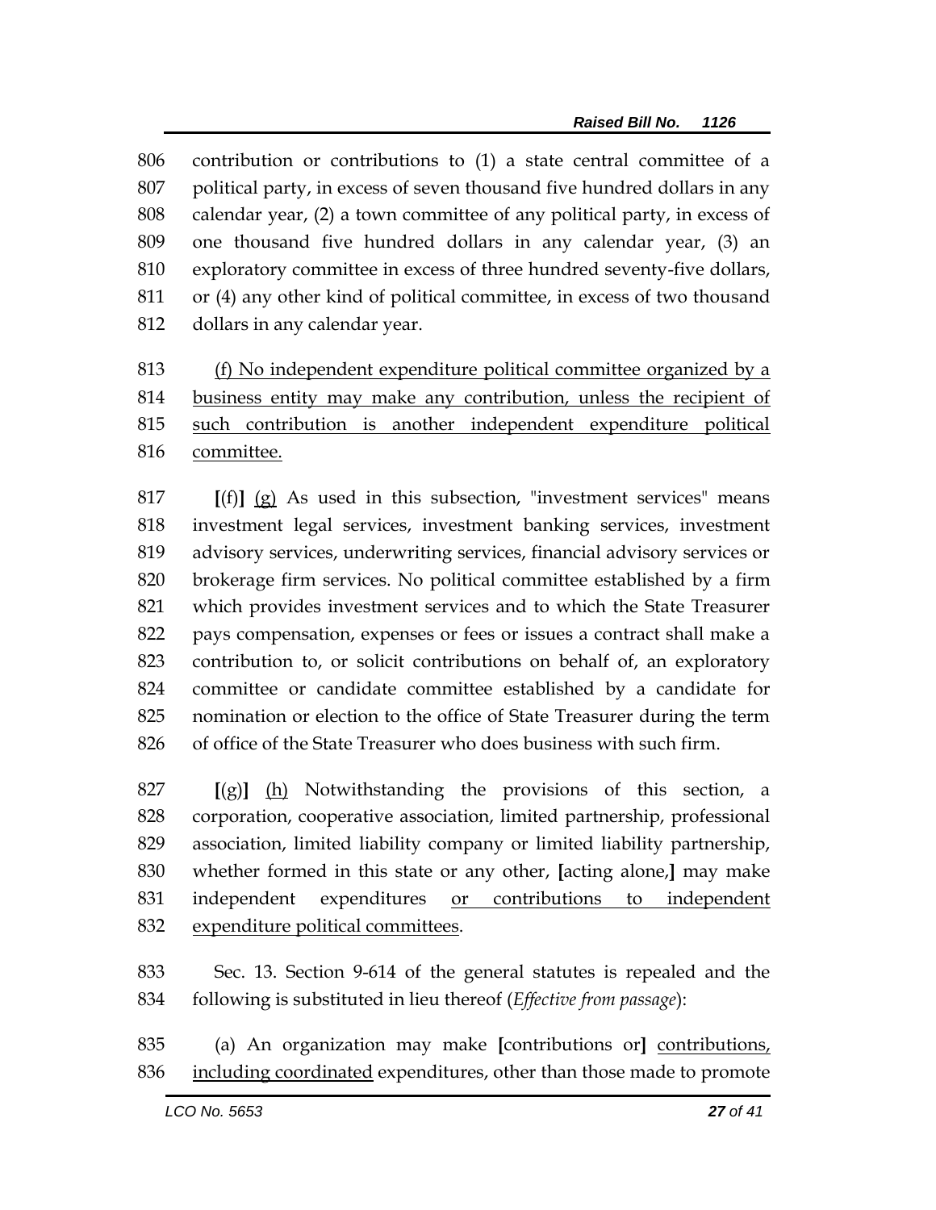806 contribution or contributions to (1) a state central committee of a
807 political party, in excess of seven thousand five hundred dollars in any
808 calendar year, (2) a town committee of any political party, in excess of
809 one thousand five hundred dollars in any calendar year, (3) an
810 exploratory committee in excess of three hundred seventy-five dollars,
811 or (4) any other kind of political committee, in excess of two thousand
812 dollars in any calendar year.

813 <u>(f) No independent expenditure political committee organized by a</u>
814 <u>business entity may make any contribution, unless the recipient of</u>
815 <u>such contribution is another independent expenditure political</u>
816 <u>committee.</u>

817 **[**(f)**]** <u>(g)</u> As used in this subsection, "investment services" means
818 investment legal services, investment banking services, investment
819 advisory services, underwriting services, financial advisory services or
820 brokerage firm services. No political committee established by a firm
821 which provides investment services and to which the State Treasurer
822 pays compensation, expenses or fees or issues a contract shall make a
823 contribution to, or solicit contributions on behalf of, an exploratory
824 committee or candidate committee established by a candidate for
825 nomination or election to the office of State Treasurer during the term
826 of office of the State Treasurer who does business with such firm.

827 **[**(g)**]** <u>(h)</u> Notwithstanding the provisions of this section, a
828 corporation, cooperative association, limited partnership, professional
829 association, limited liability company or limited liability partnership,
830 whether formed in this state or any other, **[**acting alone,**]** may make
831 independent expenditures <u>or contributions to independent</u>
832 <u>expenditure political committees</u>.

833 Sec. 13. Section 9-614 of the general statutes is repealed and the
834 following is substituted in lieu thereof (*Effective from passage*):

835 (a) An organization may make **[**contributions or**]** <u>contributions,</u>
836 <u>including coordinated</u> expenditures, other than those made to promote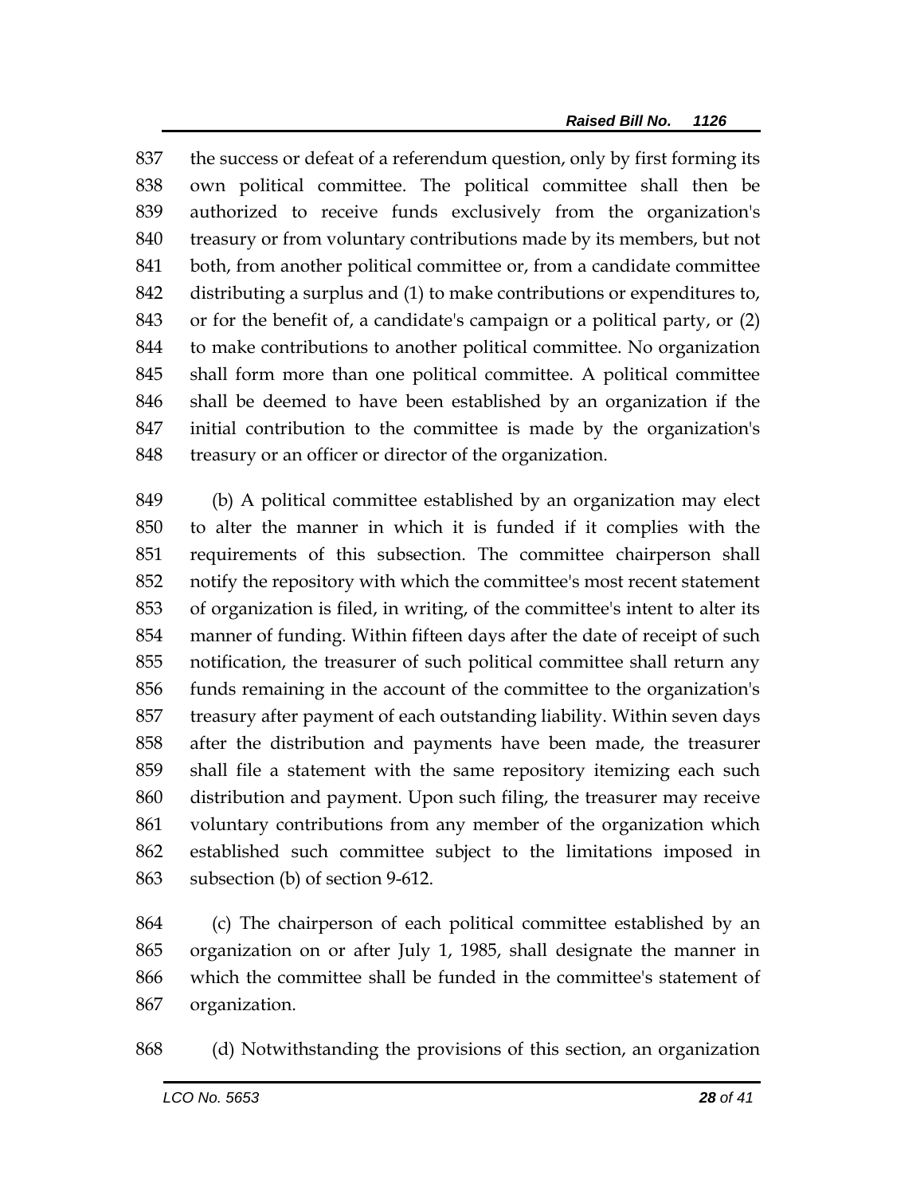837 the success or defeat of a referendum question, only by first forming its
838 own political committee. The political committee shall then be
839 authorized to receive funds exclusively from the organization's
840 treasury or from voluntary contributions made by its members, but not
841 both, from another political committee or, from a candidate committee
842 distributing a surplus and (1) to make contributions or expenditures to,
843 or for the benefit of, a candidate's campaign or a political party, or (2)
844 to make contributions to another political committee. No organization
845 shall form more than one political committee. A political committee
846 shall be deemed to have been established by an organization if the
847 initial contribution to the committee is made by the organization's
848 treasury or an officer or director of the organization.

849 (b) A political committee established by an organization may elect
850 to alter the manner in which it is funded if it complies with the
851 requirements of this subsection. The committee chairperson shall
852 notify the repository with which the committee's most recent statement
853 of organization is filed, in writing, of the committee's intent to alter its
854 manner of funding. Within fifteen days after the date of receipt of such
855 notification, the treasurer of such political committee shall return any
856 funds remaining in the account of the committee to the organization's
857 treasury after payment of each outstanding liability. Within seven days
858 after the distribution and payments have been made, the treasurer
859 shall file a statement with the same repository itemizing each such
860 distribution and payment. Upon such filing, the treasurer may receive
861 voluntary contributions from any member of the organization which
862 established such committee subject to the limitations imposed in
863 subsection (b) of section 9-612.

864 (c) The chairperson of each political committee established by an
865 organization on or after July 1, 1985, shall designate the manner in
866 which the committee shall be funded in the committee's statement of
867 organization.

868 (d) Notwithstanding the provisions of this section, an organization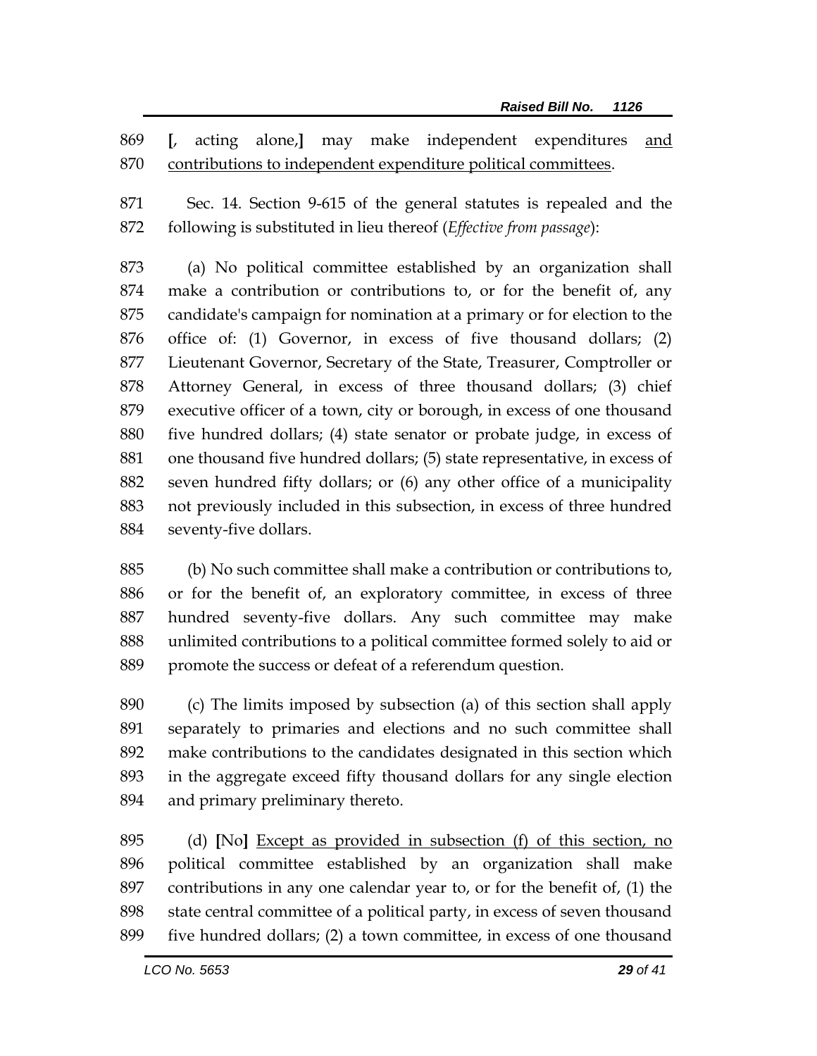[, acting alone,] may make independent expenditures <u>and contributions to independent expenditure political committees</u>.

Sec. 14. Section 9-615 of the general statutes is repealed and the following is substituted in lieu thereof (*Effective from passage*):

(a) No political committee established by an organization shall make a contribution or contributions to, or for the benefit of, any candidate's campaign for nomination at a primary or for election to the office of: (1) Governor, in excess of five thousand dollars; (2) Lieutenant Governor, Secretary of the State, Treasurer, Comptroller or Attorney General, in excess of three thousand dollars; (3) chief executive officer of a town, city or borough, in excess of one thousand five hundred dollars; (4) state senator or probate judge, in excess of one thousand five hundred dollars; (5) state representative, in excess of seven hundred fifty dollars; or (6) any other office of a municipality not previously included in this subsection, in excess of three hundred seventy-five dollars.

(b) No such committee shall make a contribution or contributions to, or for the benefit of, an exploratory committee, in excess of three hundred seventy-five dollars. Any such committee may make unlimited contributions to a political committee formed solely to aid or promote the success or defeat of a referendum question.

(c) The limits imposed by subsection (a) of this section shall apply separately to primaries and elections and no such committee shall make contributions to the candidates designated in this section which in the aggregate exceed fifty thousand dollars for any single election and primary preliminary thereto.

(d) [No] <u>Except as provided in subsection (f) of this section, no</u> political committee established by an organization shall make contributions in any one calendar year to, or for the benefit of, (1) the state central committee of a political party, in excess of seven thousand five hundred dollars; (2) a town committee, in excess of one thousand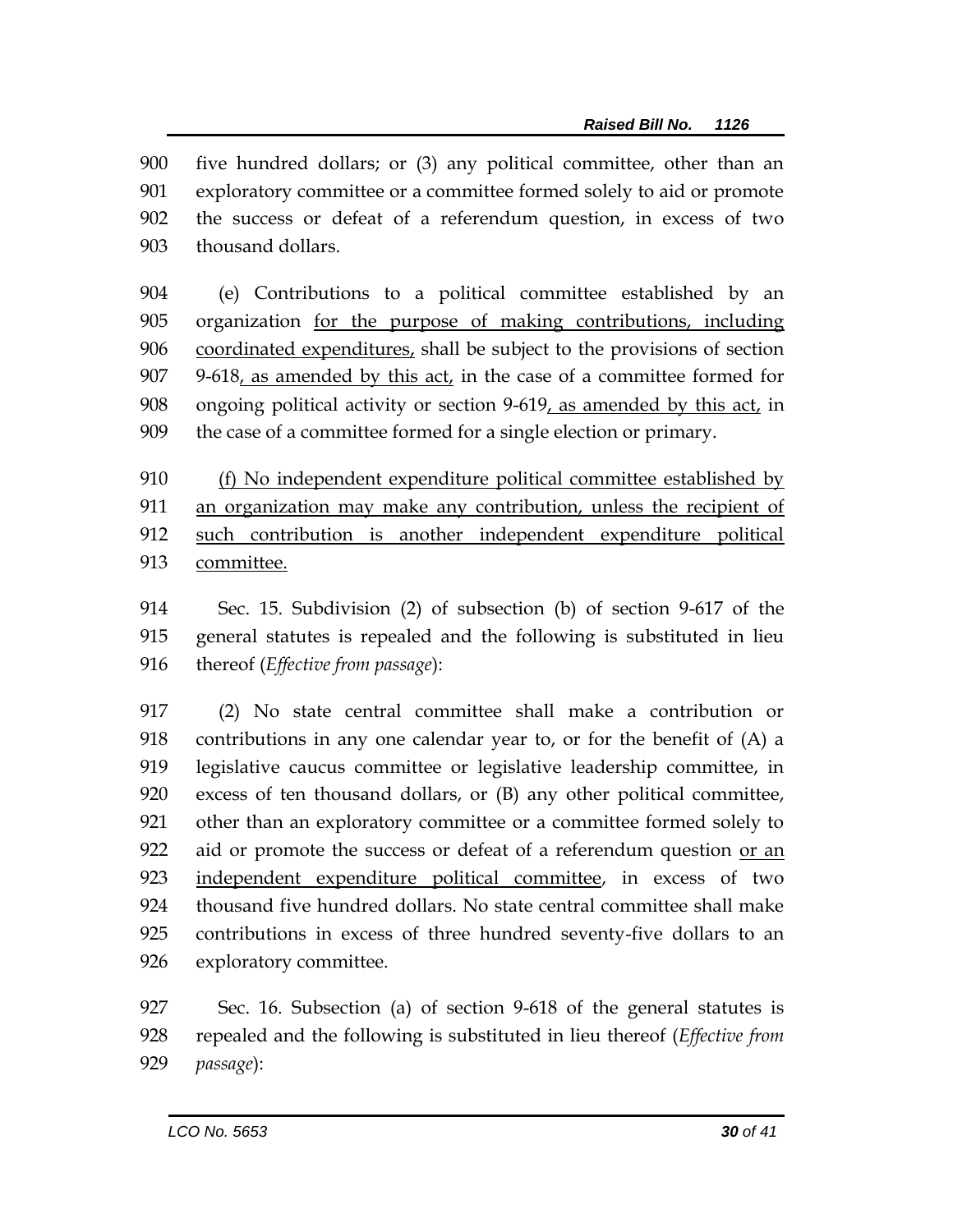five hundred dollars; or (3) any political committee, other than an exploratory committee or a committee formed solely to aid or promote the success or defeat of a referendum question, in excess of two thousand dollars.

(e) Contributions to a political committee established by an organization <u>for the purpose of making contributions, including coordinated expenditures,</u> shall be subject to the provisions of section 9-618<u>, as amended by this act,</u> in the case of a committee formed for ongoing political activity or section 9-619<u>, as amended by this act,</u> in the case of a committee formed for a single election or primary.

<u>(f) No independent expenditure political committee established by an organization may make any contribution, unless the recipient of such contribution is another independent expenditure political committee.</u>

Sec. 15. Subdivision (2) of subsection (b) of section 9-617 of the general statutes is repealed and the following is substituted in lieu thereof (*Effective from passage*):

(2) No state central committee shall make a contribution or contributions in any one calendar year to, or for the benefit of (A) a legislative caucus committee or legislative leadership committee, in excess of ten thousand dollars, or (B) any other political committee, other than an exploratory committee or a committee formed solely to aid or promote the success or defeat of a referendum question <u>or an independent expenditure political committee</u>, in excess of two thousand five hundred dollars. No state central committee shall make contributions in excess of three hundred seventy-five dollars to an exploratory committee.

Sec. 16. Subsection (a) of section 9-618 of the general statutes is repealed and the following is substituted in lieu thereof (*Effective from passage*):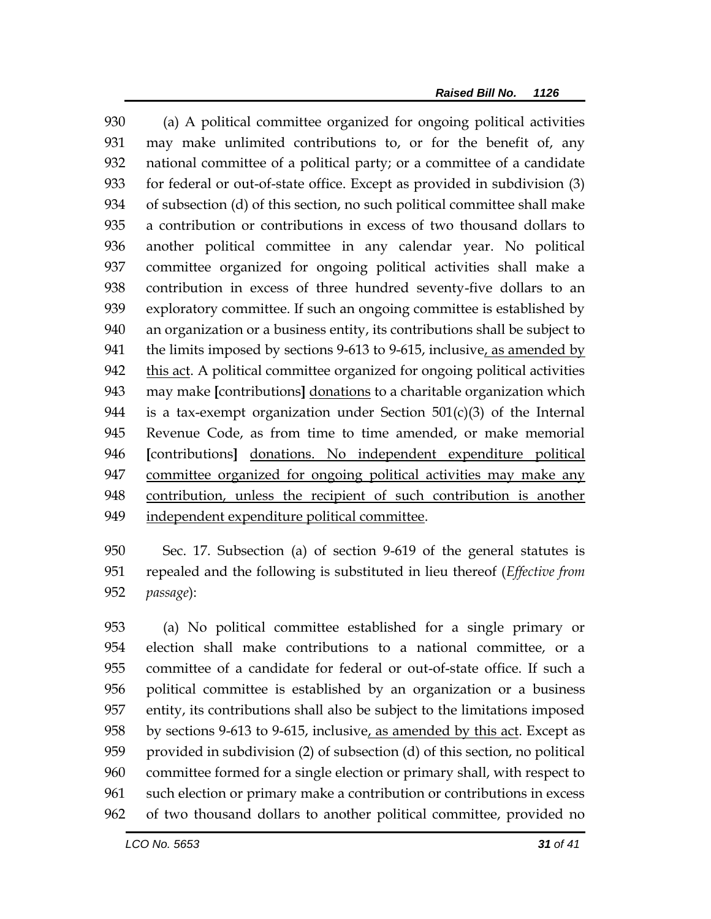(a) A political committee organized for ongoing political activities may make unlimited contributions to, or for the benefit of, any national committee of a political party; or a committee of a candidate for federal or out-of-state office. Except as provided in subdivision (3) of subsection (d) of this section, no such political committee shall make a contribution or contributions in excess of two thousand dollars to another political committee in any calendar year. No political committee organized for ongoing political activities shall make a contribution in excess of three hundred seventy-five dollars to an exploratory committee. If such an ongoing committee is established by an organization or a business entity, its contributions shall be subject to the limits imposed by sections 9-613 to 9-615, inclusive<u>, as amended by this act</u>. A political committee organized for ongoing political activities may make [contributions] <u>donations</u> to a charitable organization which is a tax-exempt organization under Section 501(c)(3) of the Internal Revenue Code, as from time to time amended, or make memorial [contributions] <u>donations. No independent expenditure political committee organized for ongoing political activities may make any contribution, unless the recipient of such contribution is another independent expenditure political committee</u>.

Sec. 17. Subsection (a) of section 9-619 of the general statutes is repealed and the following is substituted in lieu thereof (*Effective from passage*):

(a) No political committee established for a single primary or election shall make contributions to a national committee, or a committee of a candidate for federal or out-of-state office. If such a political committee is established by an organization or a business entity, its contributions shall also be subject to the limitations imposed by sections 9-613 to 9-615, inclusive<u>, as amended by this act</u>. Except as provided in subdivision (2) of subsection (d) of this section, no political committee formed for a single election or primary shall, with respect to such election or primary make a contribution or contributions in excess of two thousand dollars to another political committee, provided no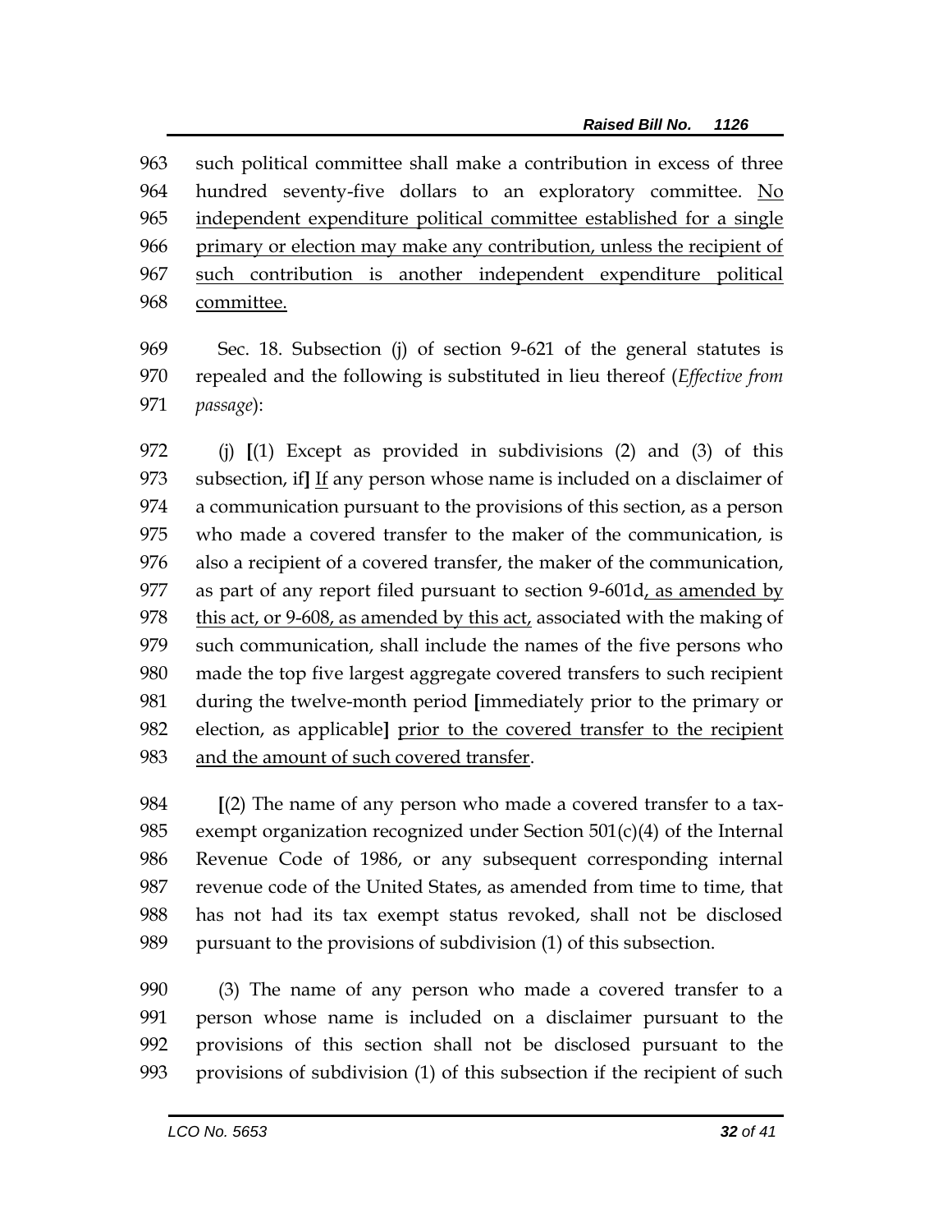963 such political committee shall make a contribution in excess of three 964 hundred seventy-five dollars to an exploratory committee. <u>No</u> 965 <u>independent expenditure political committee established for a single</u> 966 <u>primary or election may make any contribution, unless the recipient of</u> 967 <u>such contribution is another independent expenditure political</u> 968 <u>committee.</u>

969 Sec. 18. Subsection (j) of section 9-621 of the general statutes is 970 repealed and the following is substituted in lieu thereof (*Effective from* 971 *passage*):

972 (j) **[**(1) Except as provided in subdivisions (2) and (3) of this 973 subsection, if**]** <u>If</u> any person whose name is included on a disclaimer of 974 a communication pursuant to the provisions of this section, as a person 975 who made a covered transfer to the maker of the communication, is 976 also a recipient of a covered transfer, the maker of the communication, 977 as part of any report filed pursuant to section 9-601d<u>, as amended by</u> 978 <u>this act, or 9-608, as amended by this act,</u> associated with the making of 979 such communication, shall include the names of the five persons who 980 made the top five largest aggregate covered transfers to such recipient 981 during the twelve-month period **[**immediately prior to the primary or 982 election, as applicable**]** <u>prior to the covered transfer to the recipient</u> 983 <u>and the amount of such covered transfer</u>.

984 **[**(2) The name of any person who made a covered transfer to a tax-985 exempt organization recognized under Section 501(c)(4) of the Internal 986 Revenue Code of 1986, or any subsequent corresponding internal 987 revenue code of the United States, as amended from time to time, that 988 has not had its tax exempt status revoked, shall not be disclosed 989 pursuant to the provisions of subdivision (1) of this subsection.

990 (3) The name of any person who made a covered transfer to a 991 person whose name is included on a disclaimer pursuant to the 992 provisions of this section shall not be disclosed pursuant to the 993 provisions of subdivision (1) of this subsection if the recipient of such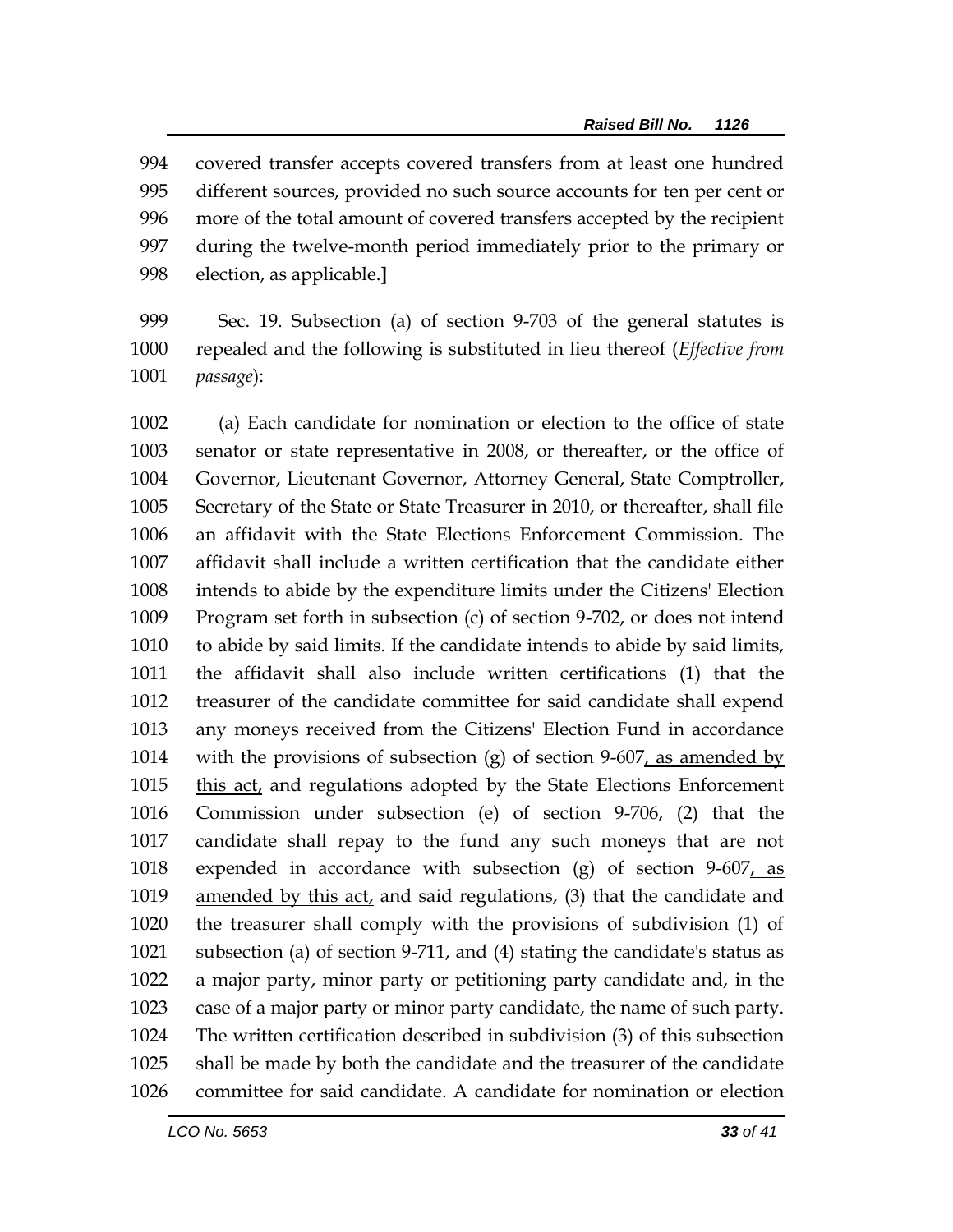994 covered transfer accepts covered transfers from at least one hundred
995 different sources, provided no such source accounts for ten per cent or
996 more of the total amount of covered transfers accepted by the recipient
997 during the twelve-month period immediately prior to the primary or
998 election, as applicable.**]**

999 Sec. 19. Subsection (a) of section 9-703 of the general statutes is
1000 repealed and the following is substituted in lieu thereof (*Effective from*
1001 *passage*):

1002 (a) Each candidate for nomination or election to the office of state
1003 senator or state representative in 2008, or thereafter, or the office of
1004 Governor, Lieutenant Governor, Attorney General, State Comptroller,
1005 Secretary of the State or State Treasurer in 2010, or thereafter, shall file
1006 an affidavit with the State Elections Enforcement Commission. The
1007 affidavit shall include a written certification that the candidate either
1008 intends to abide by the expenditure limits under the Citizens' Election
1009 Program set forth in subsection (c) of section 9-702, or does not intend
1010 to abide by said limits. If the candidate intends to abide by said limits,
1011 the affidavit shall also include written certifications (1) that the
1012 treasurer of the candidate committee for said candidate shall expend
1013 any moneys received from the Citizens' Election Fund in accordance
1014 with the provisions of subsection (g) of section 9-607<u>, as amended by</u>
1015 <u>this act,</u> and regulations adopted by the State Elections Enforcement
1016 Commission under subsection (e) of section 9-706, (2) that the
1017 candidate shall repay to the fund any such moneys that are not
1018 expended in accordance with subsection (g) of section 9-607<u>, as</u>
1019 <u>amended by this act,</u> and said regulations, (3) that the candidate and
1020 the treasurer shall comply with the provisions of subdivision (1) of
1021 subsection (a) of section 9-711, and (4) stating the candidate's status as
1022 a major party, minor party or petitioning party candidate and, in the
1023 case of a major party or minor party candidate, the name of such party.
1024 The written certification described in subdivision (3) of this subsection
1025 shall be made by both the candidate and the treasurer of the candidate
1026 committee for said candidate. A candidate for nomination or election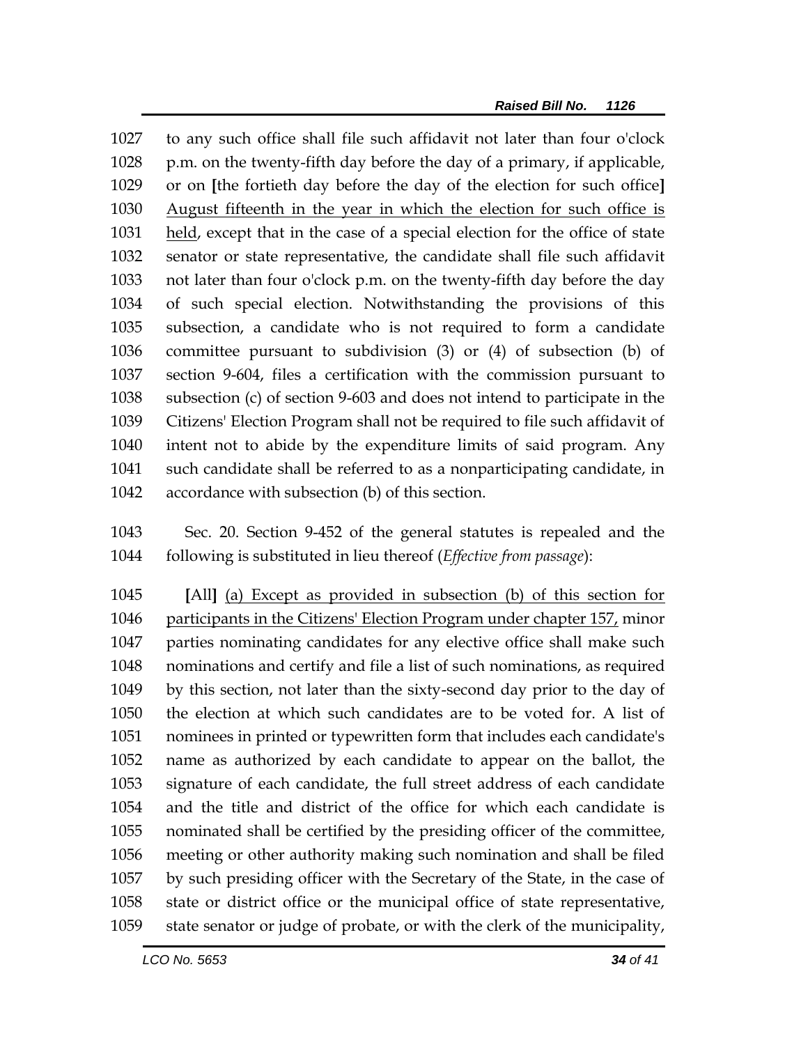1027 to any such office shall file such affidavit not later than four o'clock
1028 p.m. on the twenty-fifth day before the day of a primary, if applicable,
1029 or on [the fortieth day before the day of the election for such office]
1030 <u>August fifteenth in the year in which the election for such office is</u>
1031 <u>held</u>, except that in the case of a special election for the office of state
1032 senator or state representative, the candidate shall file such affidavit
1033 not later than four o'clock p.m. on the twenty-fifth day before the day
1034 of such special election. Notwithstanding the provisions of this
1035 subsection, a candidate who is not required to form a candidate
1036 committee pursuant to subdivision (3) or (4) of subsection (b) of
1037 section 9-604, files a certification with the commission pursuant to
1038 subsection (c) of section 9-603 and does not intend to participate in the
1039 Citizens' Election Program shall not be required to file such affidavit of
1040 intent not to abide by the expenditure limits of said program. Any
1041 such candidate shall be referred to as a nonparticipating candidate, in
1042 accordance with subsection (b) of this section.

1043 Sec. 20. Section 9-452 of the general statutes is repealed and the
1044 following is substituted in lieu thereof (*Effective from passage*):

1045 [All] <u>(a) Except as provided in subsection (b) of this section for</u>
1046 <u>participants in the Citizens' Election Program under chapter 157,</u> minor
1047 parties nominating candidates for any elective office shall make such
1048 nominations and certify and file a list of such nominations, as required
1049 by this section, not later than the sixty-second day prior to the day of
1050 the election at which such candidates are to be voted for. A list of
1051 nominees in printed or typewritten form that includes each candidate's
1052 name as authorized by each candidate to appear on the ballot, the
1053 signature of each candidate, the full street address of each candidate
1054 and the title and district of the office for which each candidate is
1055 nominated shall be certified by the presiding officer of the committee,
1056 meeting or other authority making such nomination and shall be filed
1057 by such presiding officer with the Secretary of the State, in the case of
1058 state or district office or the municipal office of state representative,
1059 state senator or judge of probate, or with the clerk of the municipality,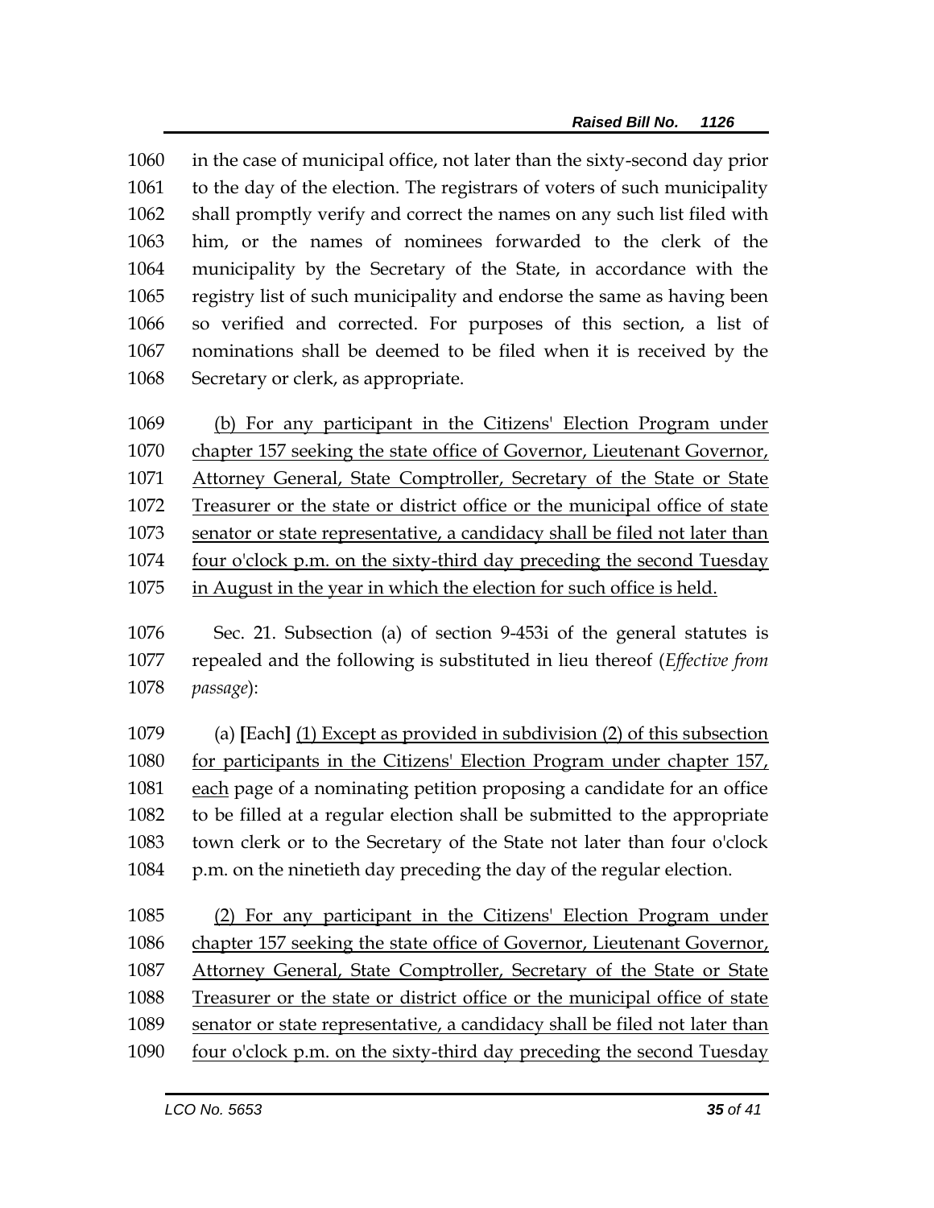1060 in the case of municipal office, not later than the sixty-second day prior
1061 to the day of the election. The registrars of voters of such municipality
1062 shall promptly verify and correct the names on any such list filed with
1063 him, or the names of nominees forwarded to the clerk of the
1064 municipality by the Secretary of the State, in accordance with the
1065 registry list of such municipality and endorse the same as having been
1066 so verified and corrected. For purposes of this section, a list of
1067 nominations shall be deemed to be filed when it is received by the
1068 Secretary or clerk, as appropriate.

1069 <u>(b) For any participant in the Citizens' Election Program under</u>
1070 <u>chapter 157 seeking the state office of Governor, Lieutenant Governor,</u>
1071 <u>Attorney General, State Comptroller, Secretary of the State or State</u>
1072 <u>Treasurer or the state or district office or the municipal office of state</u>
1073 <u>senator or state representative, a candidacy shall be filed not later than</u>
1074 <u>four o'clock p.m. on the sixty-third day preceding the second Tuesday</u>
1075 <u>in August in the year in which the election for such office is held.</u>

1076 Sec. 21. Subsection (a) of section 9-453i of the general statutes is
1077 repealed and the following is substituted in lieu thereof (*Effective from*
1078 *passage*):

1079 (a) **[**Each**]** <u>(1) Except as provided in subdivision (2) of this subsection</u>
1080 <u>for participants in the Citizens' Election Program under chapter 157,</u>
1081 <u>each</u> page of a nominating petition proposing a candidate for an office
1082 to be filled at a regular election shall be submitted to the appropriate
1083 town clerk or to the Secretary of the State not later than four o'clock
1084 p.m. on the ninetieth day preceding the day of the regular election.

1085 <u>(2) For any participant in the Citizens' Election Program under</u>
1086 <u>chapter 157 seeking the state office of Governor, Lieutenant Governor,</u>
1087 <u>Attorney General, State Comptroller, Secretary of the State or State</u>
1088 <u>Treasurer or the state or district office or the municipal office of state</u>
1089 <u>senator or state representative, a candidacy shall be filed not later than</u>
1090 <u>four o'clock p.m. on the sixty-third day preceding the second Tuesday</u>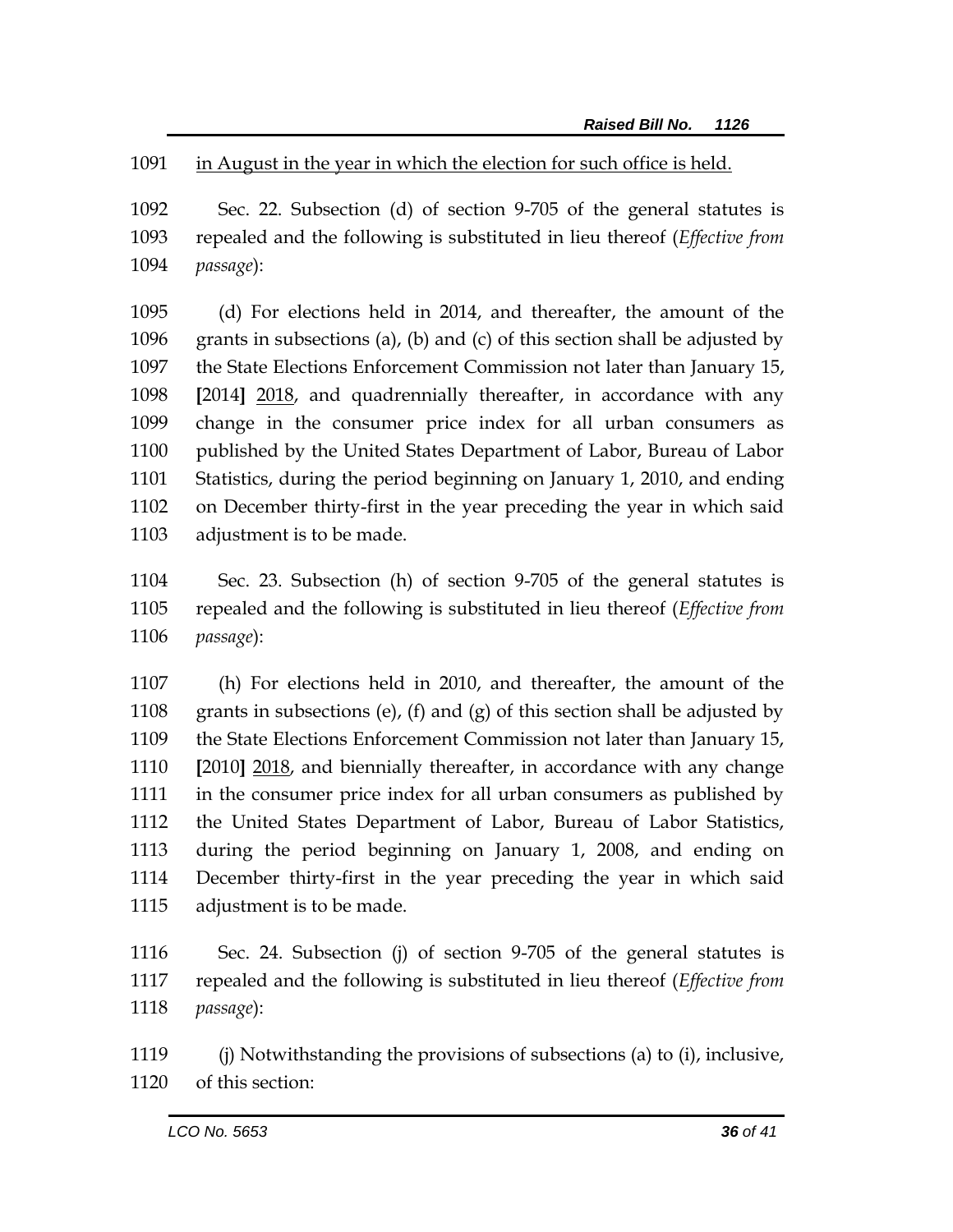1091 <u>in August in the year in which the election for such office is held.</u>

1092 Sec. 22. Subsection (d) of section 9-705 of the general statutes is
1093 repealed and the following is substituted in lieu thereof (*Effective from*
1094 *passage*):

1095 (d) For elections held in 2014, and thereafter, the amount of the
1096 grants in subsections (a), (b) and (c) of this section shall be adjusted by
1097 the State Elections Enforcement Commission not later than January 15,
1098 **[**2014**]** <u>2018</u>, and quadrennially thereafter, in accordance with any
1099 change in the consumer price index for all urban consumers as
1100 published by the United States Department of Labor, Bureau of Labor
1101 Statistics, during the period beginning on January 1, 2010, and ending
1102 on December thirty-first in the year preceding the year in which said
1103 adjustment is to be made.

1104 Sec. 23. Subsection (h) of section 9-705 of the general statutes is
1105 repealed and the following is substituted in lieu thereof (*Effective from*
1106 *passage*):

1107 (h) For elections held in 2010, and thereafter, the amount of the
1108 grants in subsections (e), (f) and (g) of this section shall be adjusted by
1109 the State Elections Enforcement Commission not later than January 15,
1110 **[**2010**]** <u>2018</u>, and biennially thereafter, in accordance with any change
1111 in the consumer price index for all urban consumers as published by
1112 the United States Department of Labor, Bureau of Labor Statistics,
1113 during the period beginning on January 1, 2008, and ending on
1114 December thirty-first in the year preceding the year in which said
1115 adjustment is to be made.

1116 Sec. 24. Subsection (j) of section 9-705 of the general statutes is
1117 repealed and the following is substituted in lieu thereof (*Effective from*
1118 *passage*):

1119 (j) Notwithstanding the provisions of subsections (a) to (i), inclusive,
1120 of this section: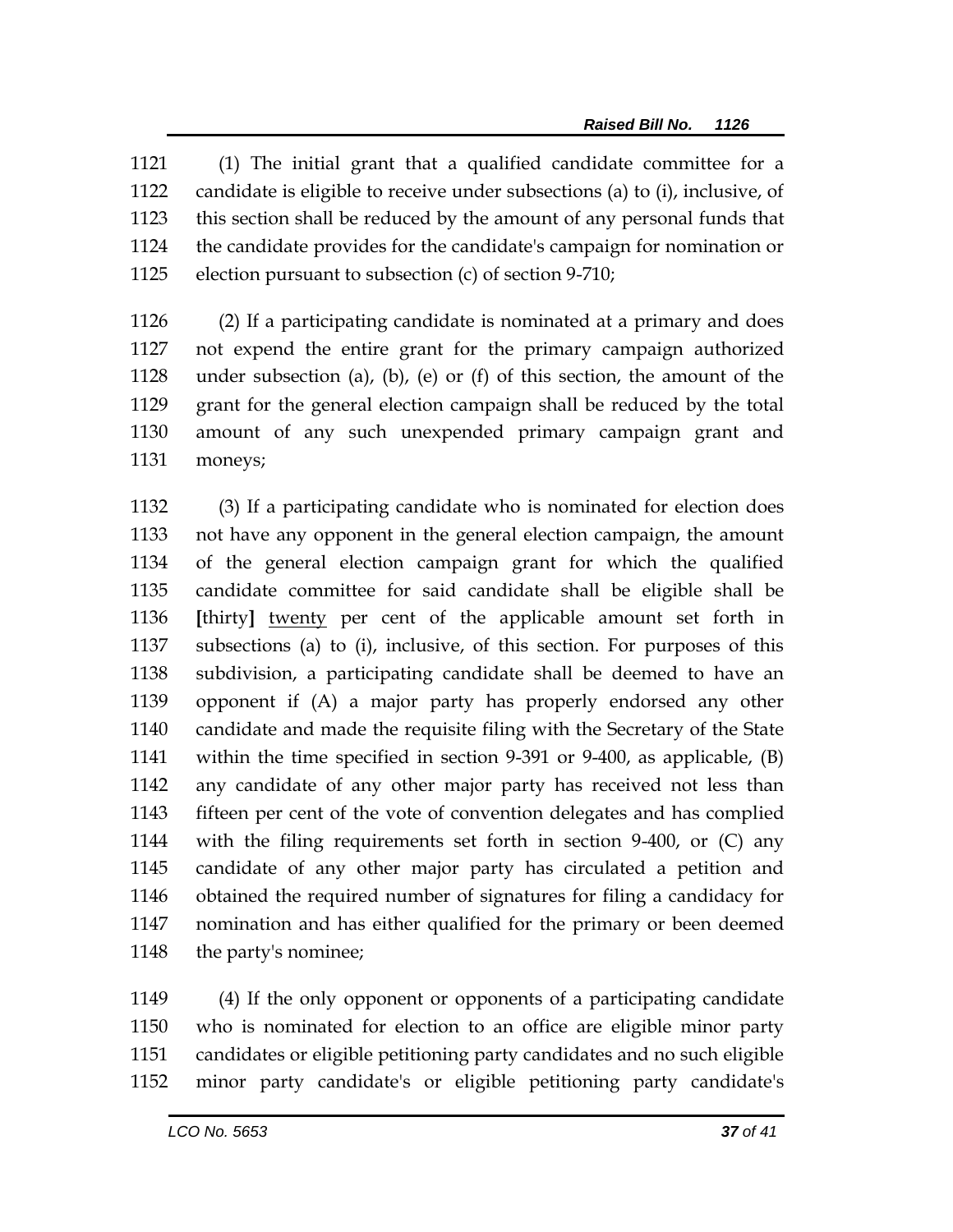(1) The initial grant that a qualified candidate committee for a candidate is eligible to receive under subsections (a) to (i), inclusive, of this section shall be reduced by the amount of any personal funds that the candidate provides for the candidate's campaign for nomination or election pursuant to subsection (c) of section 9-710;

(2) If a participating candidate is nominated at a primary and does not expend the entire grant for the primary campaign authorized under subsection (a), (b), (e) or (f) of this section, the amount of the grant for the general election campaign shall be reduced by the total amount of any such unexpended primary campaign grant and moneys;

(3) If a participating candidate who is nominated for election does not have any opponent in the general election campaign, the amount of the general election campaign grant for which the qualified candidate committee for said candidate shall be eligible shall be **[**thirty**]** <u>twenty</u> per cent of the applicable amount set forth in subsections (a) to (i), inclusive, of this section. For purposes of this subdivision, a participating candidate shall be deemed to have an opponent if (A) a major party has properly endorsed any other candidate and made the requisite filing with the Secretary of the State within the time specified in section 9-391 or 9-400, as applicable, (B) any candidate of any other major party has received not less than fifteen per cent of the vote of convention delegates and has complied with the filing requirements set forth in section 9-400, or (C) any candidate of any other major party has circulated a petition and obtained the required number of signatures for filing a candidacy for nomination and has either qualified for the primary or been deemed the party's nominee;

(4) If the only opponent or opponents of a participating candidate who is nominated for election to an office are eligible minor party candidates or eligible petitioning party candidates and no such eligible minor party candidate's or eligible petitioning party candidate's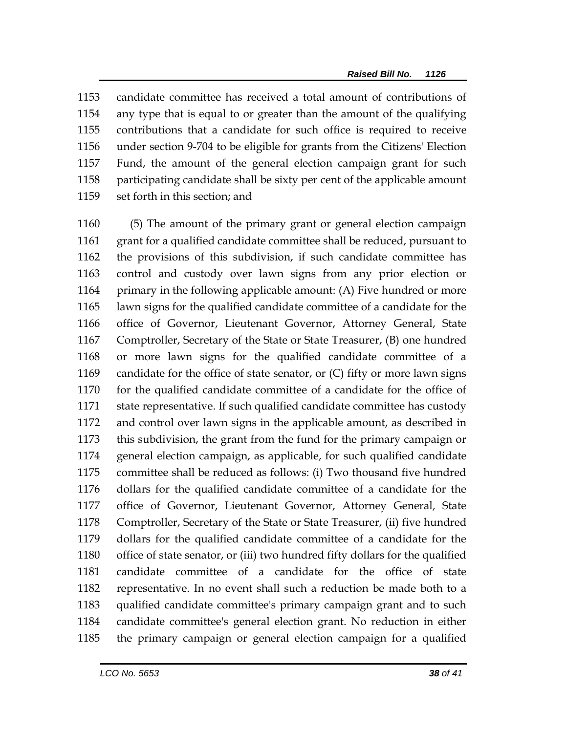candidate committee has received a total amount of contributions of any type that is equal to or greater than the amount of the qualifying contributions that a candidate for such office is required to receive under section 9-704 to be eligible for grants from the Citizens' Election Fund, the amount of the general election campaign grant for such participating candidate shall be sixty per cent of the applicable amount set forth in this section; and

(5) The amount of the primary grant or general election campaign grant for a qualified candidate committee shall be reduced, pursuant to the provisions of this subdivision, if such candidate committee has control and custody over lawn signs from any prior election or primary in the following applicable amount: (A) Five hundred or more lawn signs for the qualified candidate committee of a candidate for the office of Governor, Lieutenant Governor, Attorney General, State Comptroller, Secretary of the State or State Treasurer, (B) one hundred or more lawn signs for the qualified candidate committee of a candidate for the office of state senator, or (C) fifty or more lawn signs for the qualified candidate committee of a candidate for the office of state representative. If such qualified candidate committee has custody and control over lawn signs in the applicable amount, as described in this subdivision, the grant from the fund for the primary campaign or general election campaign, as applicable, for such qualified candidate committee shall be reduced as follows: (i) Two thousand five hundred dollars for the qualified candidate committee of a candidate for the office of Governor, Lieutenant Governor, Attorney General, State Comptroller, Secretary of the State or State Treasurer, (ii) five hundred dollars for the qualified candidate committee of a candidate for the office of state senator, or (iii) two hundred fifty dollars for the qualified candidate committee of a candidate for the office of state representative. In no event shall such a reduction be made both to a qualified candidate committee's primary campaign grant and to such candidate committee's general election grant. No reduction in either the primary campaign or general election campaign for a qualified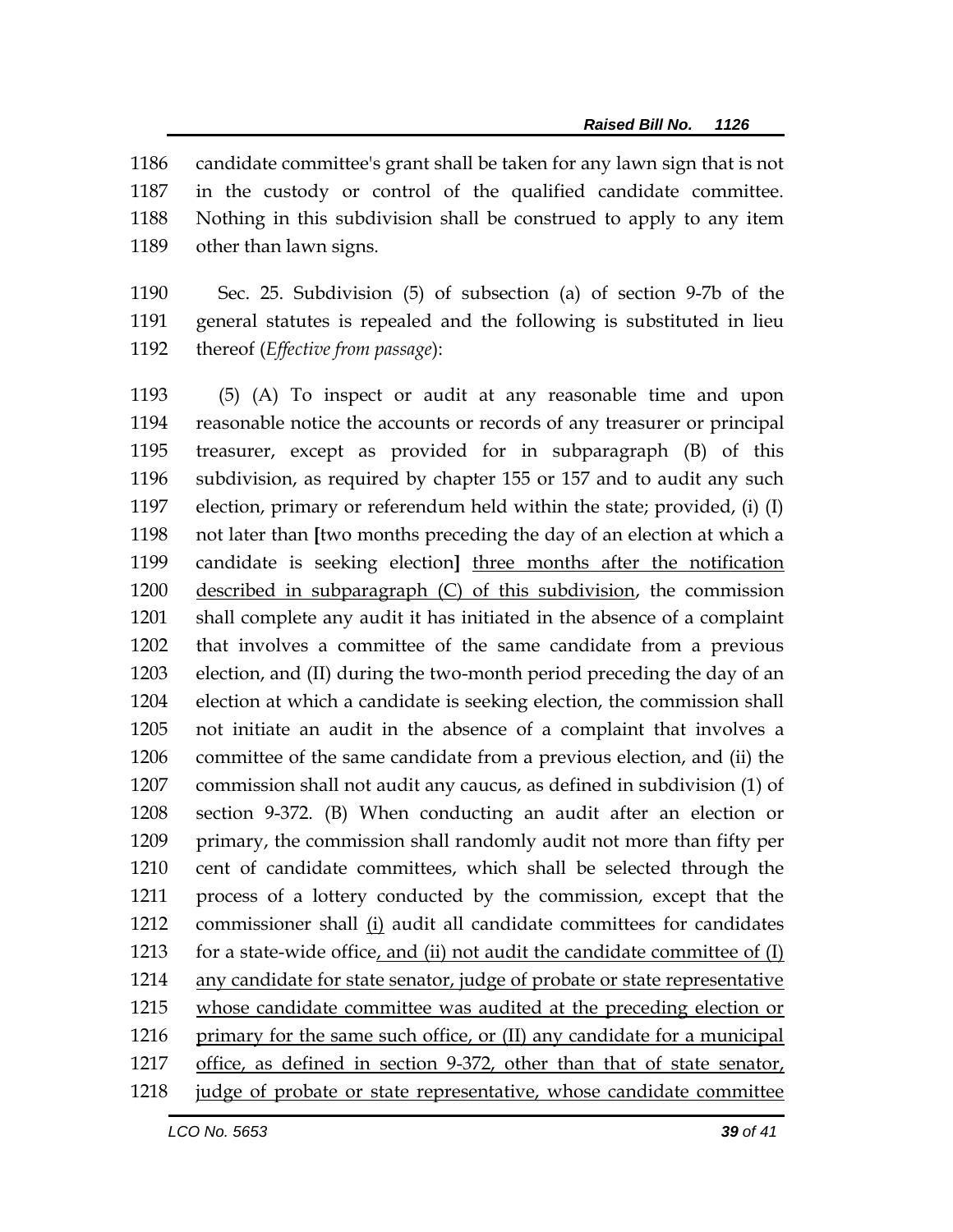1186 candidate committee's grant shall be taken for any lawn sign that is not
1187 in the custody or control of the qualified candidate committee.
1188 Nothing in this subdivision shall be construed to apply to any item
1189 other than lawn signs.

1190 Sec. 25. Subdivision (5) of subsection (a) of section 9-7b of the
1191 general statutes is repealed and the following is substituted in lieu
1192 thereof (*Effective from passage*):

1193 (5) (A) To inspect or audit at any reasonable time and upon
1194 reasonable notice the accounts or records of any treasurer or principal
1195 treasurer, except as provided for in subparagraph (B) of this
1196 subdivision, as required by chapter 155 or 157 and to audit any such
1197 election, primary or referendum held within the state; provided, (i) (I)
1198 not later than **[**two months preceding the day of an election at which a
1199 candidate is seeking election**]** <u>three months after the notification</u>
1200 <u>described in subparagraph (C) of this subdivision</u>, the commission
1201 shall complete any audit it has initiated in the absence of a complaint
1202 that involves a committee of the same candidate from a previous
1203 election, and (II) during the two-month period preceding the day of an
1204 election at which a candidate is seeking election, the commission shall
1205 not initiate an audit in the absence of a complaint that involves a
1206 committee of the same candidate from a previous election, and (ii) the
1207 commission shall not audit any caucus, as defined in subdivision (1) of
1208 section 9-372. (B) When conducting an audit after an election or
1209 primary, the commission shall randomly audit not more than fifty per
1210 cent of candidate committees, which shall be selected through the
1211 process of a lottery conducted by the commission, except that the
1212 commissioner shall <u>(i)</u> audit all candidate committees for candidates
1213 for a state-wide office<u>, and (ii) not audit the candidate committee of (I)</u>
1214 <u>any candidate for state senator, judge of probate or state representative</u>
1215 <u>whose candidate committee was audited at the preceding election or</u>
1216 <u>primary for the same such office, or (II) any candidate for a municipal</u>
1217 <u>office, as defined in section 9-372, other than that of state senator,</u>
1218 <u>judge of probate or state representative, whose candidate committee</u>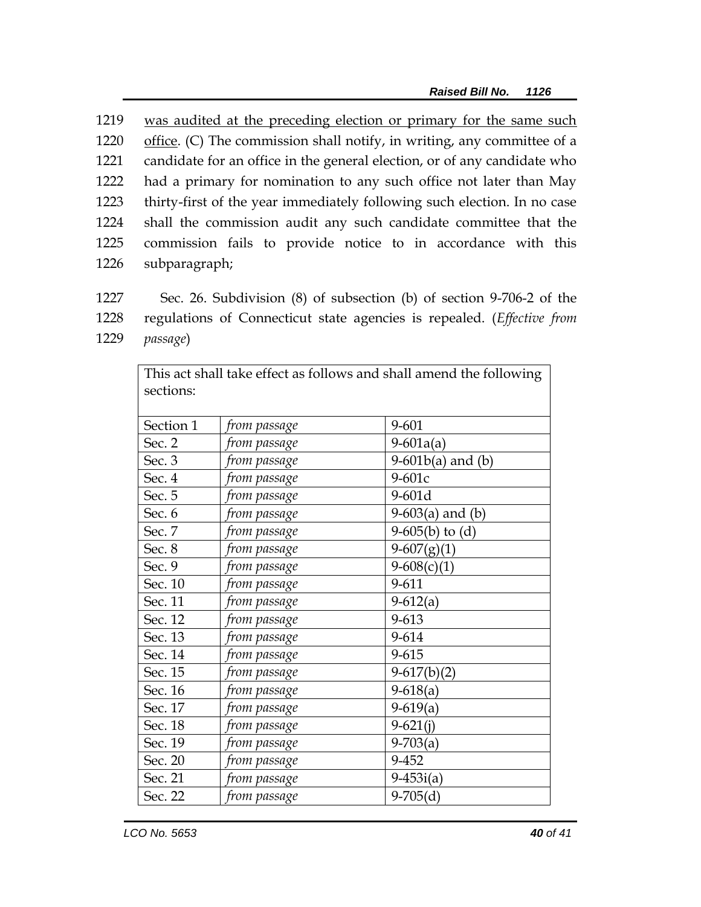1219 was audited at the preceding election or primary for the same such 1220 office. (C) The commission shall notify, in writing, any committee of a 1221 candidate for an office in the general election, or of any candidate who 1222 had a primary for nomination to any such office not later than May 1223 thirty-first of the year immediately following such election. In no case 1224 shall the commission audit any such candidate committee that the 1225 commission fails to provide notice to in accordance with this 1226 subparagraph;

1227 Sec. 26. Subdivision (8) of subsection (b) of section 9-706-2 of the 1228 regulations of Connecticut state agencies is repealed. (*Effective from* 1229 *passage*)

| This act shall take effect as follows and shall amend the following sections: | | |
|---|---|---|
| Section 1 | *from passage* | 9-601 |
| Sec. 2 | *from passage* | 9-601a(a) |
| Sec. 3 | *from passage* | 9-601b(a) and (b) |
| Sec. 4 | *from passage* | 9-601c |
| Sec. 5 | *from passage* | 9-601d |
| Sec. 6 | *from passage* | 9-603(a) and (b) |
| Sec. 7 | *from passage* | 9-605(b) to (d) |
| Sec. 8 | *from passage* | 9-607(g)(1) |
| Sec. 9 | *from passage* | 9-608(c)(1) |
| Sec. 10 | *from passage* | 9-611 |
| Sec. 11 | *from passage* | 9-612(a) |
| Sec. 12 | *from passage* | 9-613 |
| Sec. 13 | *from passage* | 9-614 |
| Sec. 14 | *from passage* | 9-615 |
| Sec. 15 | *from passage* | 9-617(b)(2) |
| Sec. 16 | *from passage* | 9-618(a) |
| Sec. 17 | *from passage* | 9-619(a) |
| Sec. 18 | *from passage* | 9-621(j) |
| Sec. 19 | *from passage* | 9-703(a) |
| Sec. 20 | *from passage* | 9-452 |
| Sec. 21 | *from passage* | 9-453i(a) |
| Sec. 22 | *from passage* | 9-705(d) |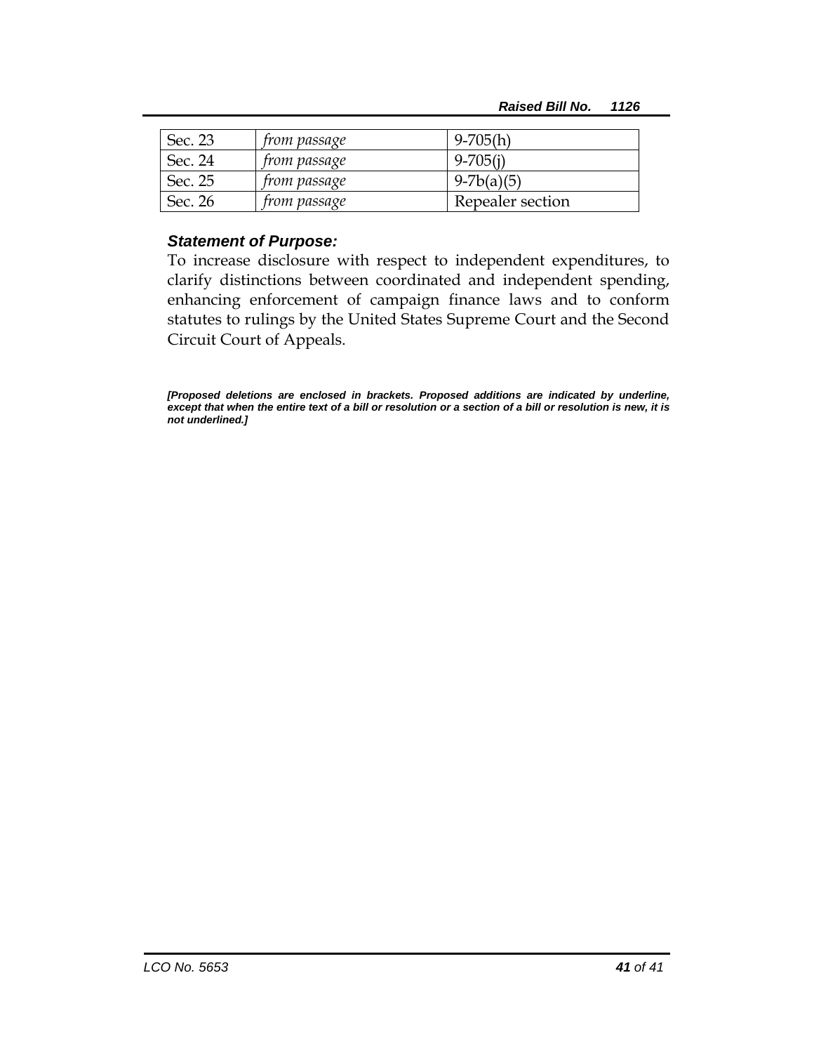| | | |
|---|---|---|
| Sec. 23 | *from passage* | 9-705(h) |
| Sec. 24 | *from passage* | 9-705(j) |
| Sec. 25 | *from passage* | 9-7b(a)(5) |
| Sec. 26 | *from passage* | Repealer section |

***Statement of Purpose:***

To increase disclosure with respect to independent expenditures, to clarify distinctions between coordinated and independent spending, enhancing enforcement of campaign finance laws and to conform statutes to rulings by the United States Supreme Court and the Second Circuit Court of Appeals.

***[Proposed deletions are enclosed in brackets. Proposed additions are indicated by underline, except that when the entire text of a bill or resolution or a section of a bill or resolution is new, it is not underlined.]***